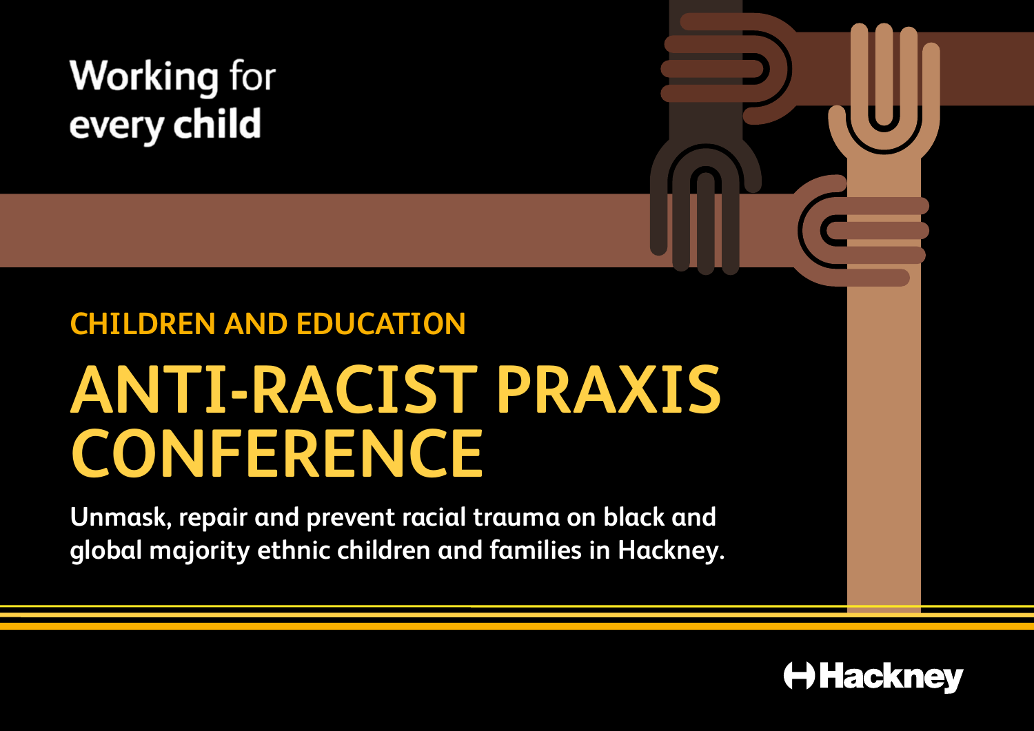Working for every child

CHILDREN AND EDUCATION

# ANTI-RACIST PRAXIS CONFERENCE

**Unmask, repair and prevent racial trauma on black and global majority ethnic children and families in Hackney.**

Hackney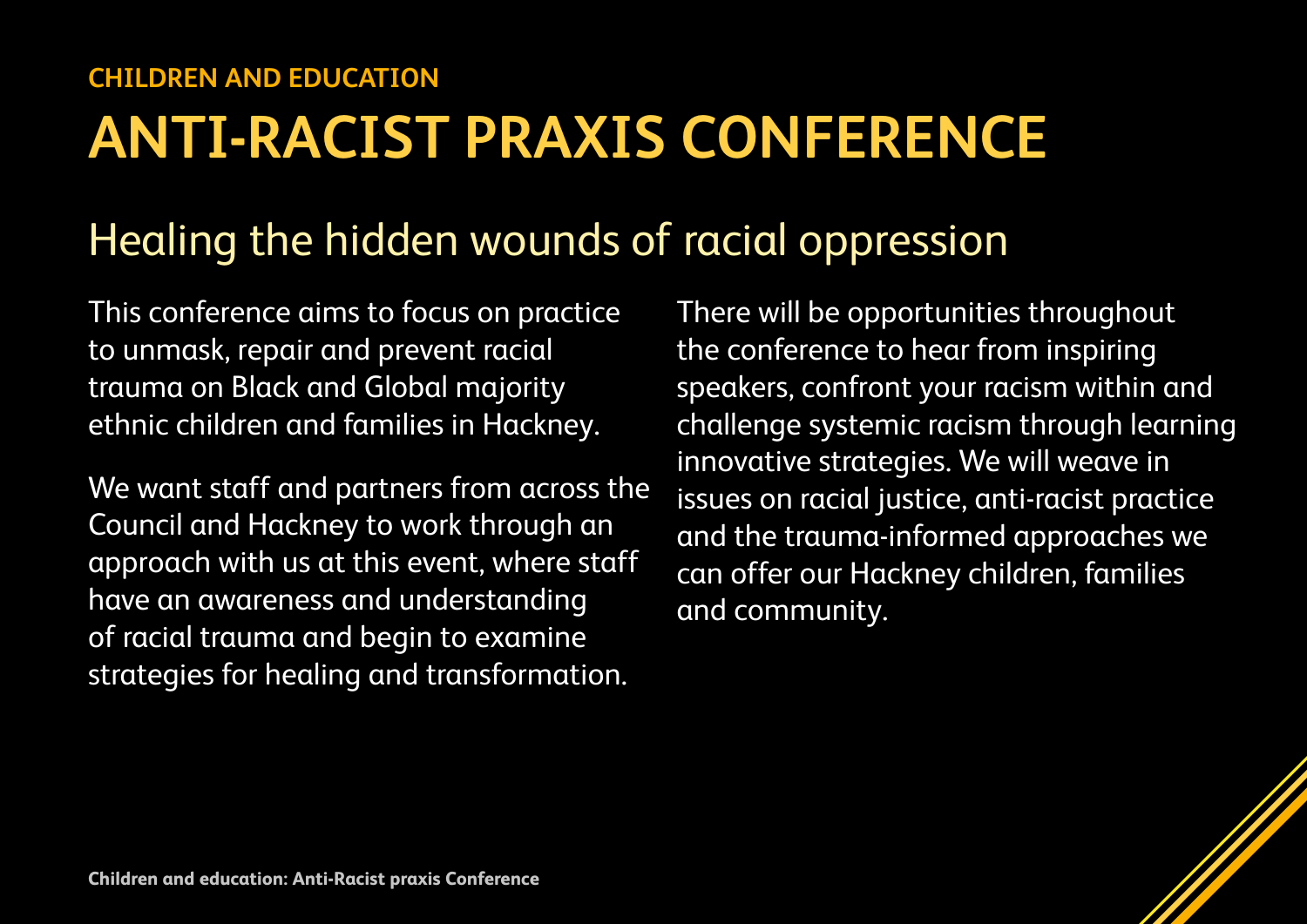CHILDREN AND EDUCATION

# ANTI-RACIST PRAXIS CONFERENCE

## Healing the hidden wounds of racial oppression

This conference aims to focus on practice to unmask, repair and prevent racial trauma on Black and Global majority ethnic children and families in Hackney.

We want staff and partners from across the Council and Hackney to work through an approach with us at this event, where staff have an awareness and understanding of racial trauma and begin to examine strategies for healing and transformation.

There will be opportunities throughout the conference to hear from inspiring speakers, confront your racism within and challenge systemic racism through learning innovative strategies. We will weave in issues on racial justice, anti-racist practice and the trauma-informed approaches we can offer our Hackney children, families and community.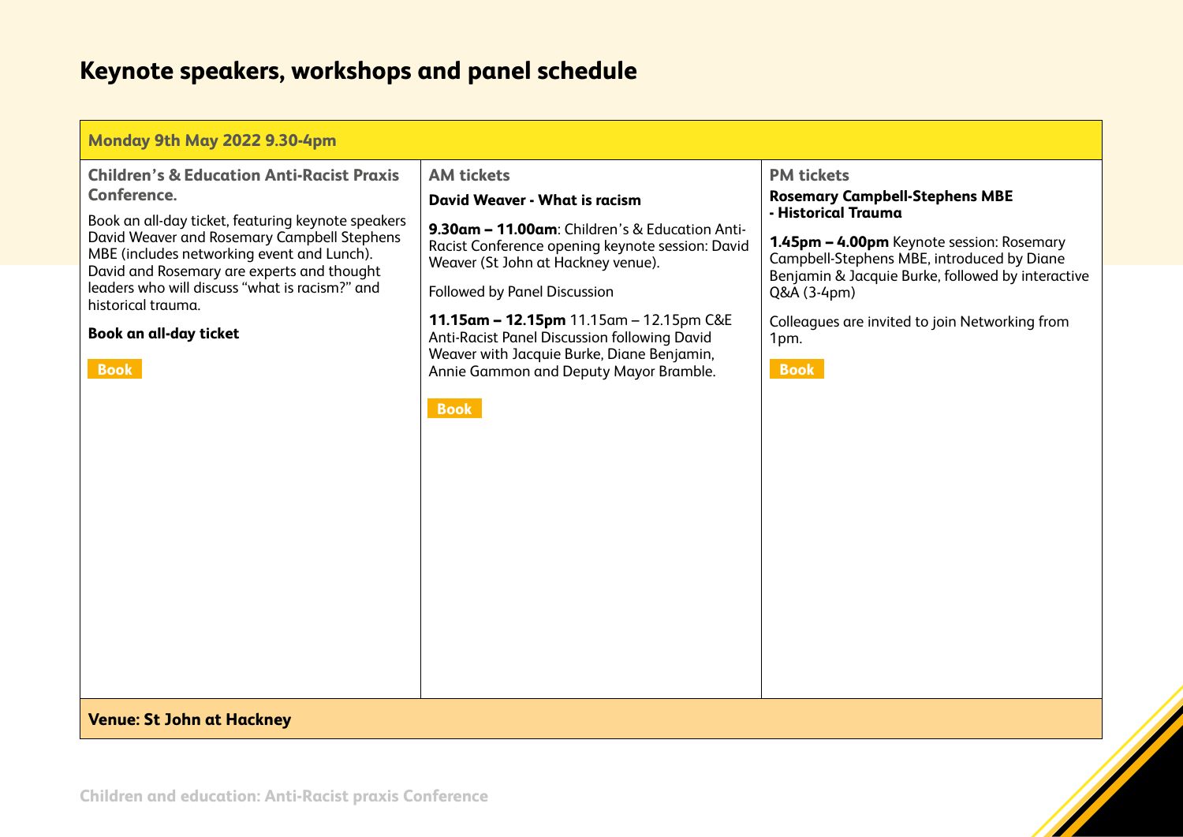# Keynote speakers, workshops and panel schedule

**Monday 9th May 2022 9.30-4pm**

## Children's & Education Anti-Racist Praxis Conference.

Book an all-day ticket, featuring keynote speakers David Weaver and Rosemary Campbell Stephens MBE (includes networking event and Lunch). David and Rosemary are experts and thought leaders who will discuss "what is racism?" and historical trauma.

**Book an all-day ticket**

Book

## AM tickets

**David Weaver - What is racism**

**9.30am – 11.00am**: Children's & Education Anti-Racist Conference opening keynote session: David Weaver (St John at Hackney venue).

Followed by Panel Discussion

**11.15am – 12.15pm** 11.15am – 12.15pm C&E Anti-Racist Panel Discussion following David Weaver with Jacquie Burke, Diane Benjamin, Annie Gammon and Deputy Mayor Bramble.

Book

## PM tickets

**Rosemary Campbell-Stephens MBE - Historical Trauma**

**1.45pm – 4.00pm** Keynote session: Rosemary Campbell-Stephens MBE, introduced by Diane Benjamin & Jacquie Burke, followed by interactive Q&A (3-4pm)

Colleagues are invited to join Networking from 1pm.

Book

**Venue: St John at Hackney**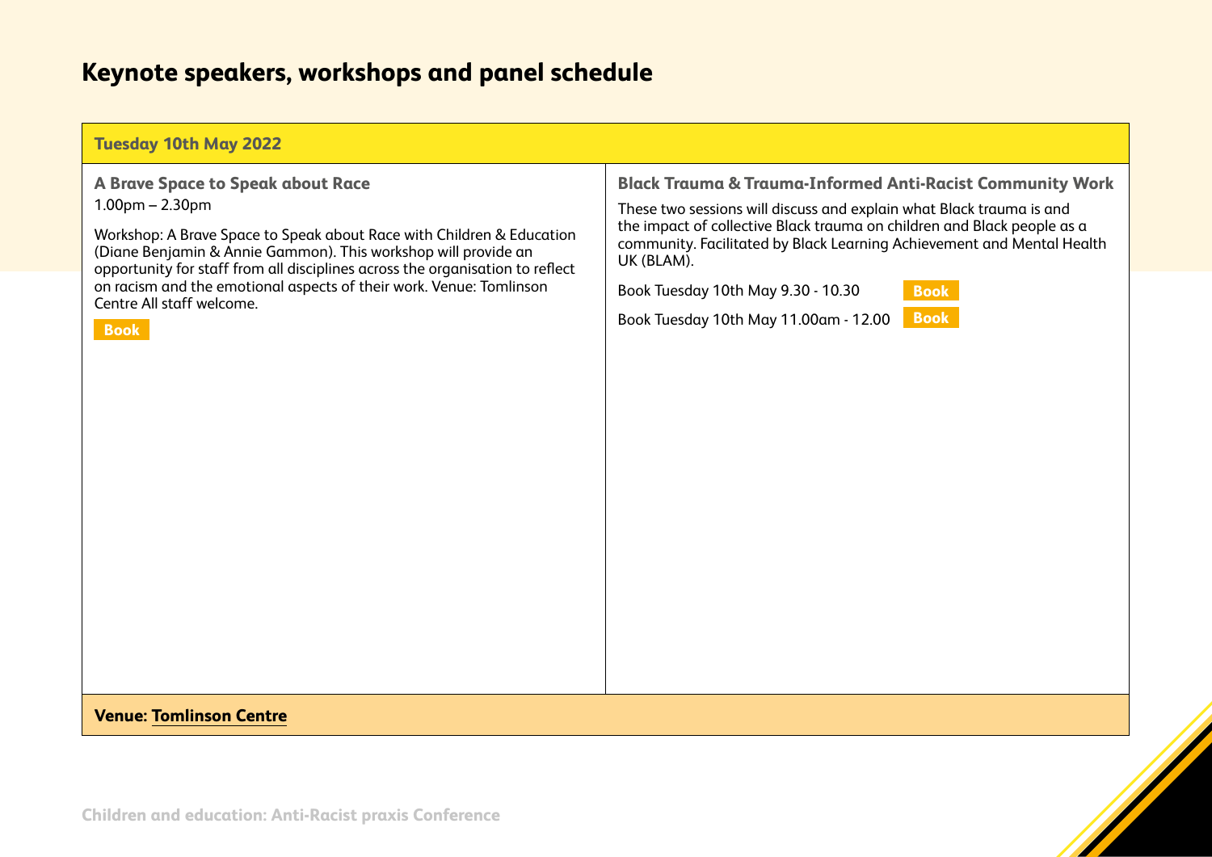# Keynote speakers, workshops and panel schedule

## Tuesday 10th May 2022

### A Brave Space to Speak about Race

1.00pm – 2.30pm

Workshop: A Brave Space to Speak about Race with Children & Education (Diane Benjamin & Annie Gammon). This workshop will provide an opportunity for staff from all disciplines across the organisation to reflect on racism and the emotional aspects of their work. Venue: Tomlinson Centre All staff welcome.

**Book**

### Black Trauma & Trauma-Informed Anti-Racist Community Work

These two sessions will discuss and explain what Black trauma is and the impact of collective Black trauma on children and Black people as a community. Facilitated by Black Learning Achievement and Mental Health UK (BLAM).

Book Tuesday 10th May 9.30 - 10.30 **Book**

Book Tuesday 10th May 11.00am - 12.00 **Book**

**Venue: Tomlinson Centre**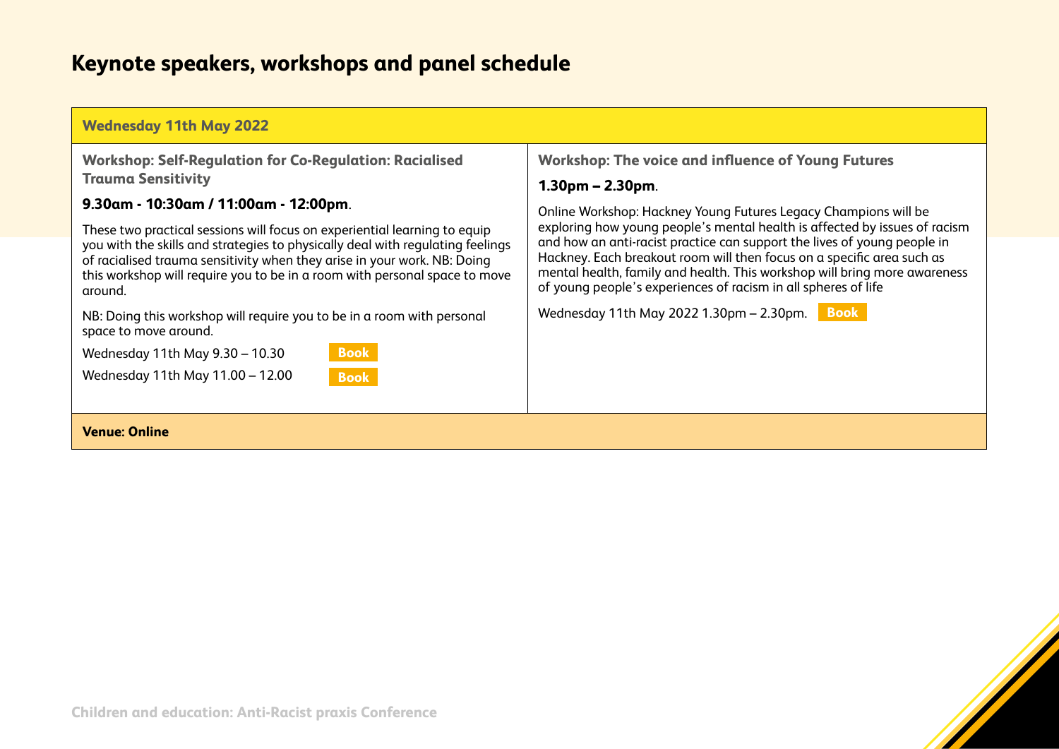# Keynote speakers, workshops and panel schedule

## Wednesday 11th May 2022

### Workshop: Self-Regulation for Co-Regulation: Racialised Trauma Sensitivity

**9.30am - 10:30am / 11:00am - 12:00pm**.

These two practical sessions will focus on experiential learning to equip you with the skills and strategies to physically deal with regulating feelings of racialised trauma sensitivity when they arise in your work. NB: Doing this workshop will require you to be in a room with personal space to move around.

NB: Doing this workshop will require you to be in a room with personal space to move around.

Wednesday 11th May 9.30 – 10.30 **Book**

Wednesday 11th May 11.00 – 12.00 **Book**

### Workshop: The voice and influence of Young Futures

**1.30pm – 2.30pm**.

Online Workshop: Hackney Young Futures Legacy Champions will be exploring how young people's mental health is affected by issues of racism and how an anti-racist practice can support the lives of young people in Hackney. Each breakout room will then focus on a specific area such as mental health, family and health. This workshop will bring more awareness of young people's experiences of racism in all spheres of life

Wednesday 11th May 2022 1.30pm – 2.30pm. **Book**

**Venue: Online**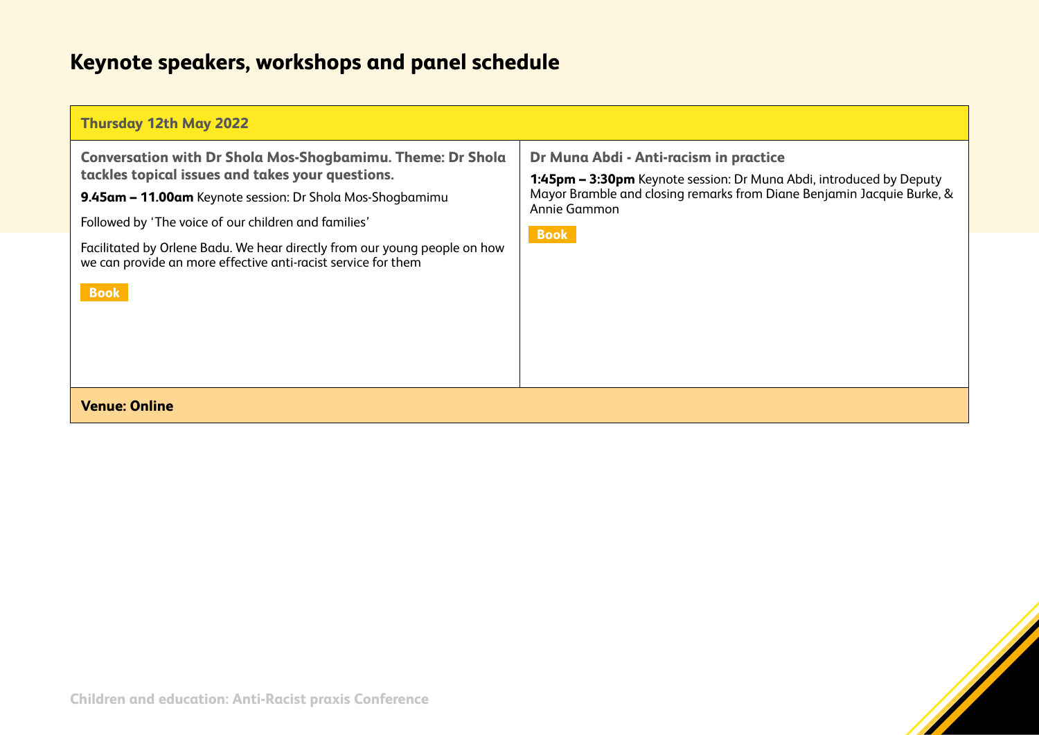# Keynote speakers, workshops and panel schedule

## Thursday 12th May 2022

### Conversation with Dr Shola Mos-Shogbamimu. Theme: Dr Shola tackles topical issues and takes your questions.

**9.45am – 11.00am** Keynote session: Dr Shola Mos-Shogbamimu

Followed by 'The voice of our children and families'

Facilitated by Orlene Badu. We hear directly from our young people on how we can provide an more effective anti-racist service for them

**Book**

### Dr Muna Abdi - Anti-racism in practice

**1:45pm – 3:30pm** Keynote session: Dr Muna Abdi, introduced by Deputy Mayor Bramble and closing remarks from Diane Benjamin Jacquie Burke, & Annie Gammon

**Book**

**Venue: Online**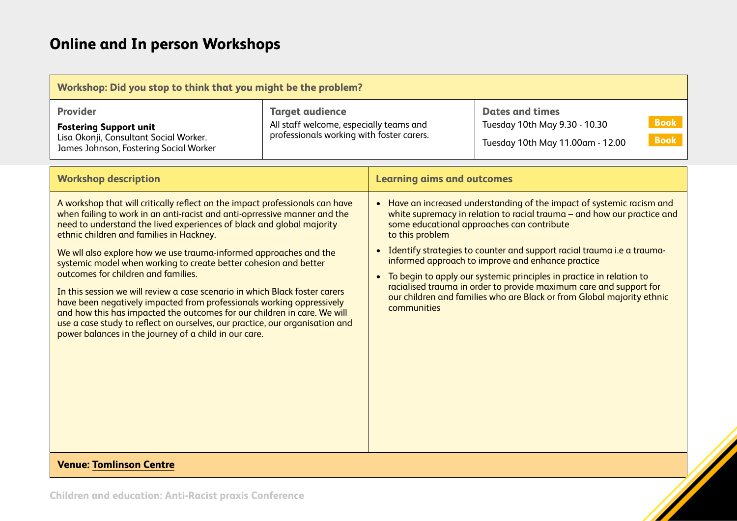# Online and In person Workshops

| **Workshop: Did you stop to think that you might be the problem?** | | |
|---|---|---|
| **Provider**<br>**Fostering Support unit**<br>Lisa Okonji, Consultant Social Worker.<br>James Johnson, Fostering Social Worker | **Target audience**<br>All staff welcome, especially teams and professionals working with foster carers. | **Dates and times**<br>Tuesday 10th May 9.30 - 10.30 **Book**<br>Tuesday 10th May 11.00am - 12.00 **Book** |

| **Workshop description** | **Learning aims and outcomes** |
|---|---|
| A workshop that will critically reflect on the impact professionals can have when failing to work in an anti-racist and anti-oprressive manner and the need to understand the lived experiences of black and global majority ethnic children and families in Hackney.<br><br>We wll also explore how we use trauma-informed approaches and the systemic model when working to create better cohesion and better outcomes for children and families.<br><br>In this session we will review a case scenario in which Black foster carers have been negatively impacted from professionals working oppressively and how this has impacted the outcomes for our children in care. We will use a case study to reflect on ourselves, our practice, our organisation and power balances in the journey of a child in our care. | • Have an increased understanding of the impact of systemic racism and white supremacy in relation to racial trauma – and how our practice and some educational approaches can contribute to this problem<br>• Identify strategies to counter and support racial trauma i.e a trauma-informed approach to improve and enhance practice<br>• To begin to apply our systemic principles in practice in relation to racialised trauma in order to provide maximum care and support for our children and families who are Black or from Global majority ethnic communities |

**Venue: Tomlinson Centre**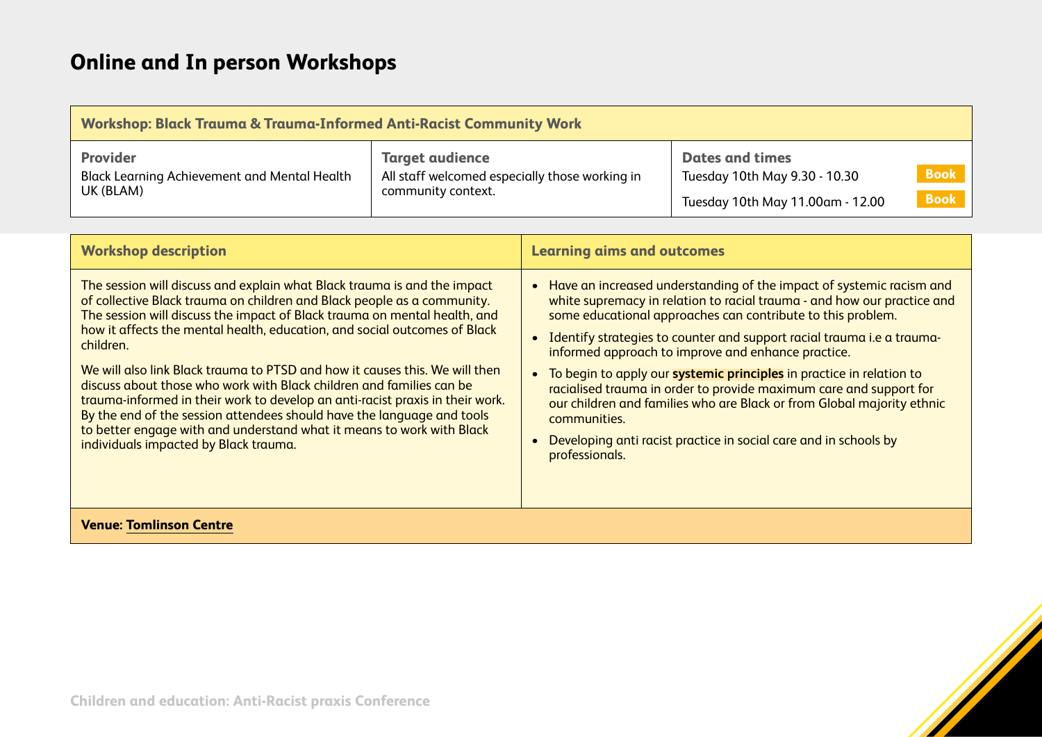# Online and In person Workshops

| **Workshop: Black Trauma & Trauma-Informed Anti-Racist Community Work** | | |
|---|---|---|
| **Provider** | **Target audience** | **Dates and times** |
| Black Learning Achievement and Mental Health UK (BLAM) | All staff welcomed especially those working in community context. | Tuesday 10th May 9.30 - 10.30 **Book**<br>Tuesday 10th May 11.00am - 12.00 **Book** |

| **Workshop description** | **Learning aims and outcomes** |
|---|---|
| The session will discuss and explain what Black trauma is and the impact of collective Black trauma on children and Black people as a community. The session will discuss the impact of Black trauma on mental health, and how it affects the mental health, education, and social outcomes of Black children.<br><br>We will also link Black trauma to PTSD and how it causes this. We will then discuss about those who work with Black children and families can be trauma-informed in their work to develop an anti-racist praxis in their work. By the end of the session attendees should have the language and tools to better engage with and understand what it means to work with Black individuals impacted by Black trauma. | • Have an increased understanding of the impact of systemic racism and white supremacy in relation to racial trauma - and how our practice and some educational approaches can contribute to this problem.<br>• Identify strategies to counter and support racial trauma i.e a trauma-informed approach to improve and enhance practice.<br>• To begin to apply our **systemic principles** in practice in relation to racialised trauma in order to provide maximum care and support for our children and families who are Black or from Global majority ethnic communities.<br>• Developing anti racist practice in social care and in schools by professionals. |
| **Venue: Tomlinson Centre** | |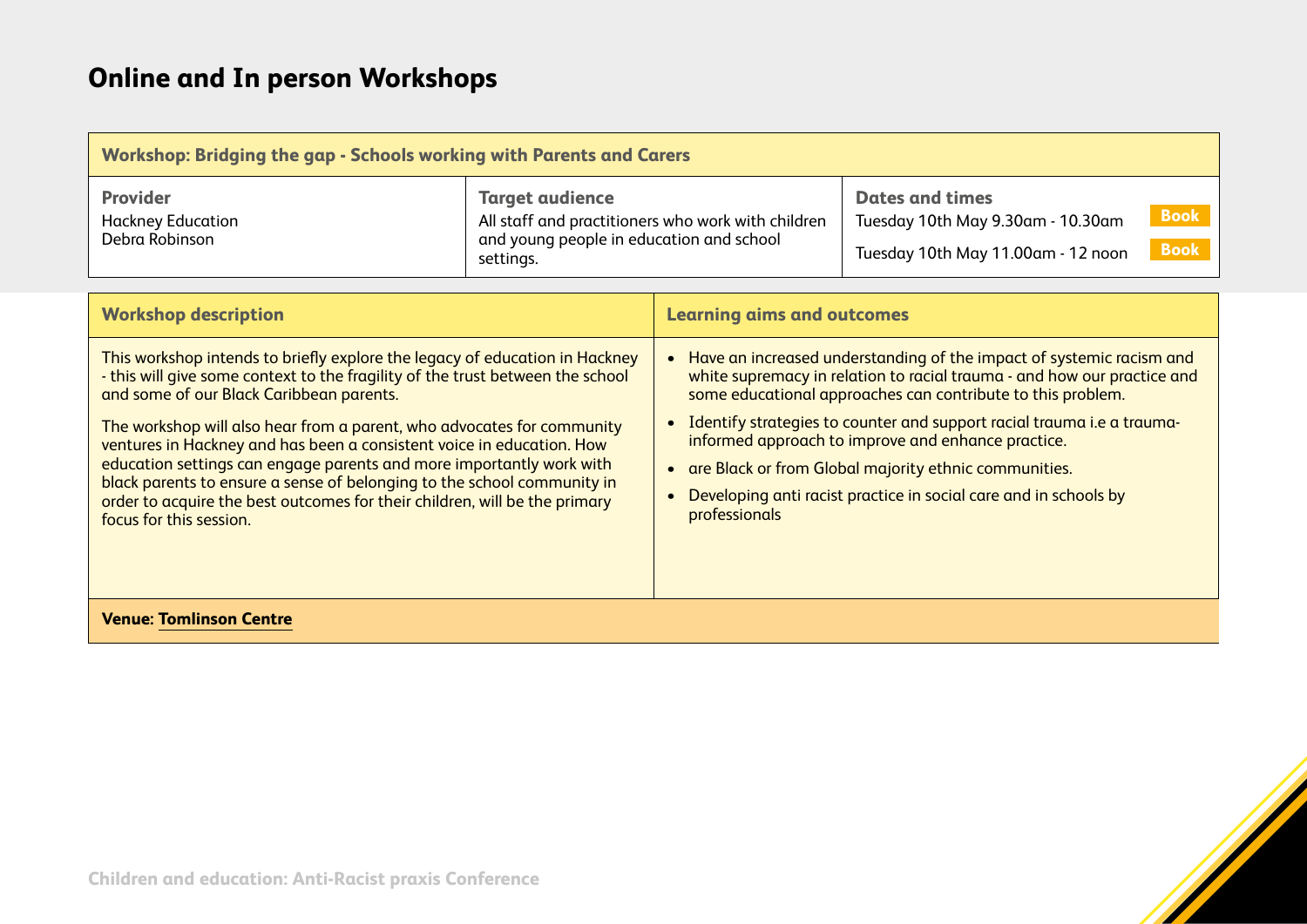# Online and In person Workshops

| Workshop: Bridging the gap - Schools working with Parents and Carers | | |
|---|---|---|
| **Provider**<br>Hackney Education<br>Debra Robinson | **Target audience**<br>All staff and practitioners who work with children and young people in education and school settings. | **Dates and times**<br>Tuesday 10th May 9.30am - 10.30am **Book**<br>Tuesday 10th May 11.00am - 12 noon **Book** |

| Workshop description | Learning aims and outcomes |
|---|---|
| This workshop intends to briefly explore the legacy of education in Hackney - this will give some context to the fragility of the trust between the school and some of our Black Caribbean parents.<br><br>The workshop will also hear from a parent, who advocates for community ventures in Hackney and has been a consistent voice in education. How education settings can engage parents and more importantly work with black parents to ensure a sense of belonging to the school community in order to acquire the best outcomes for their children, will be the primary focus for this session. | • Have an increased understanding of the impact of systemic racism and white supremacy in relation to racial trauma - and how our practice and some educational approaches can contribute to this problem.<br>• Identify strategies to counter and support racial trauma i.e a trauma-informed approach to improve and enhance practice.<br>• are Black or from Global majority ethnic communities.<br>• Developing anti racist practice in social care and in schools by professionals |

**Venue: Tomlinson Centre**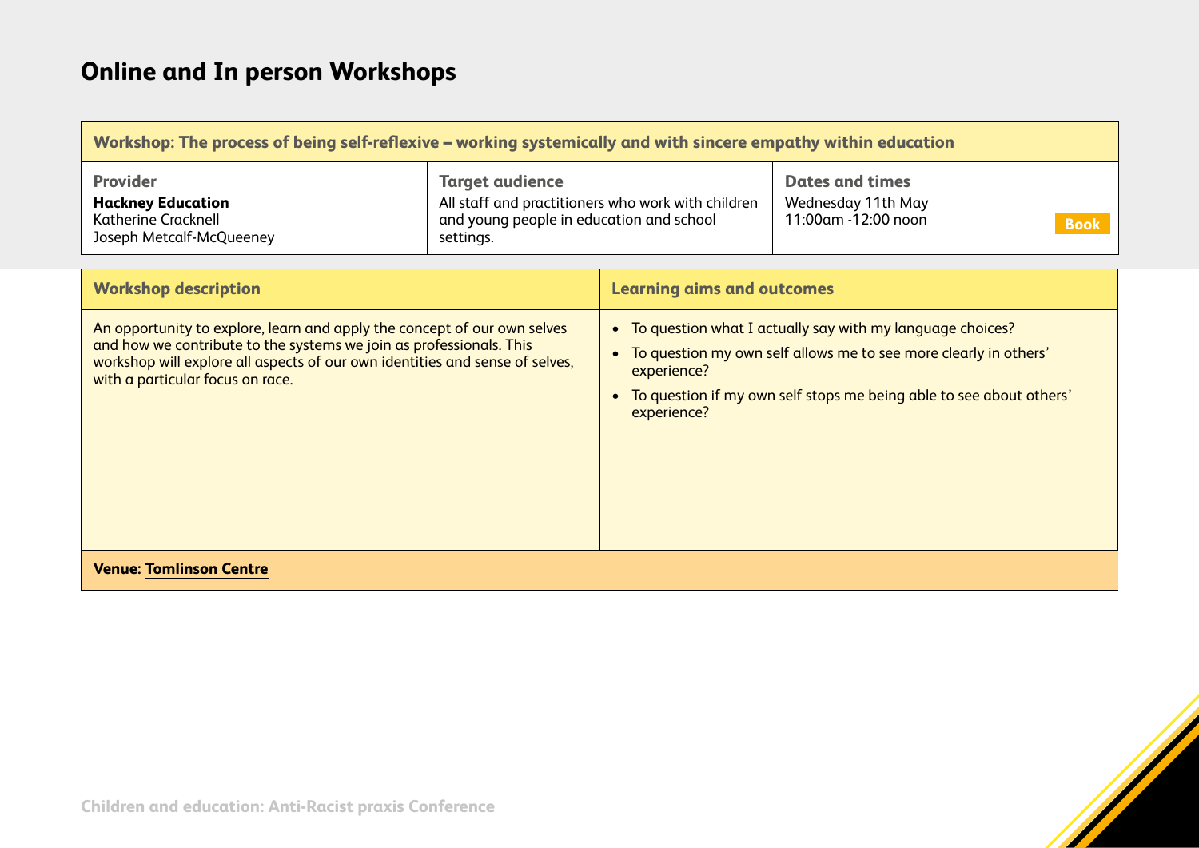# Online and In person Workshops

| Workshop: The process of being self-reflexive – working systemically and with sincere empathy within education | | |
|---|---|---|
| **Provider**<br>**Hackney Education**<br>Katherine Cracknell<br>Joseph Metcalf-McQueeney | **Target audience**<br>All staff and practitioners who work with children and young people in education and school settings. | **Dates and times**<br>Wednesday 11th May<br>11:00am -12:00 noon<br>**Book** |

| Workshop description | Learning aims and outcomes |
|---|---|
| An opportunity to explore, learn and apply the concept of our own selves and how we contribute to the systems we join as professionals. This workshop will explore all aspects of our own identities and sense of selves, with a particular focus on race. | • To question what I actually say with my language choices?<br>• To question my own self allows me to see more clearly in others' experience?<br>• To question if my own self stops me being able to see about others' experience? |

**Venue: Tomlinson Centre**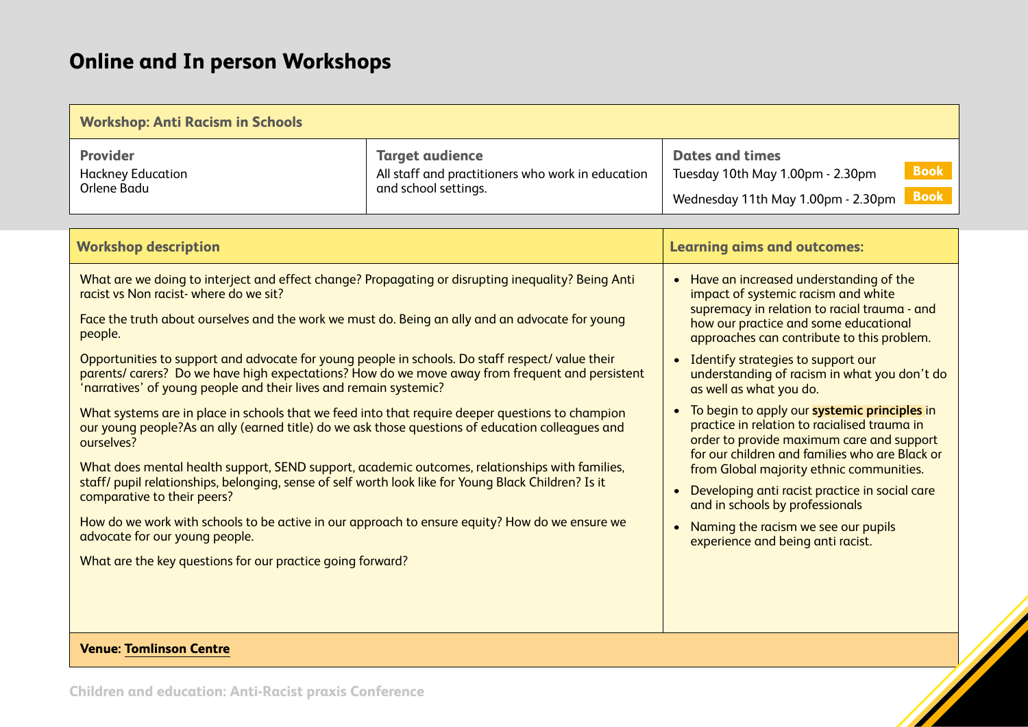## Online and In person Workshops

**Workshop: Anti Racism in Schools**

| Provider | Target audience | Dates and times |
|---|---|---|
| Hackney Education<br>Orlene Badu | All staff and practitioners who work in education and school settings. | Tuesday 10th May 1.00pm - 2.30pm **Book**<br>Wednesday 11th May 1.00pm - 2.30pm **Book** |

### Workshop description

What are we doing to interject and effect change? Propagating or disrupting inequality? Being Anti racist vs Non racist- where do we sit?

Face the truth about ourselves and the work we must do. Being an ally and an advocate for young people.

Opportunities to support and advocate for young people in schools. Do staff respect/ value their parents/ carers? Do we have high expectations? How do we move away from frequent and persistent 'narratives' of young people and their lives and remain systemic?

What systems are in place in schools that we feed into that require deeper questions to champion our young people?As an ally (earned title) do we ask those questions of education colleagues and ourselves?

What does mental health support, SEND support, academic outcomes, relationships with families, staff/ pupil relationships, belonging, sense of self worth look like for Young Black Children? Is it comparative to their peers?

How do we work with schools to be active in our approach to ensure equity? How do we ensure we advocate for our young people.

What are the key questions for our practice going forward?

### Learning aims and outcomes:

- Have an increased understanding of the impact of systemic racism and white supremacy in relation to racial trauma - and how our practice and some educational approaches can contribute to this problem.
- Identify strategies to support our understanding of racism in what you don't do as well as what you do.
- To begin to apply our **systemic principles** in practice in relation to racialised trauma in order to provide maximum care and support for our children and families who are Black or from Global majority ethnic communities.
- Developing anti racist practice in social care and in schools by professionals
- Naming the racism we see our pupils experience and being anti racist.

**Venue: Tomlinson Centre**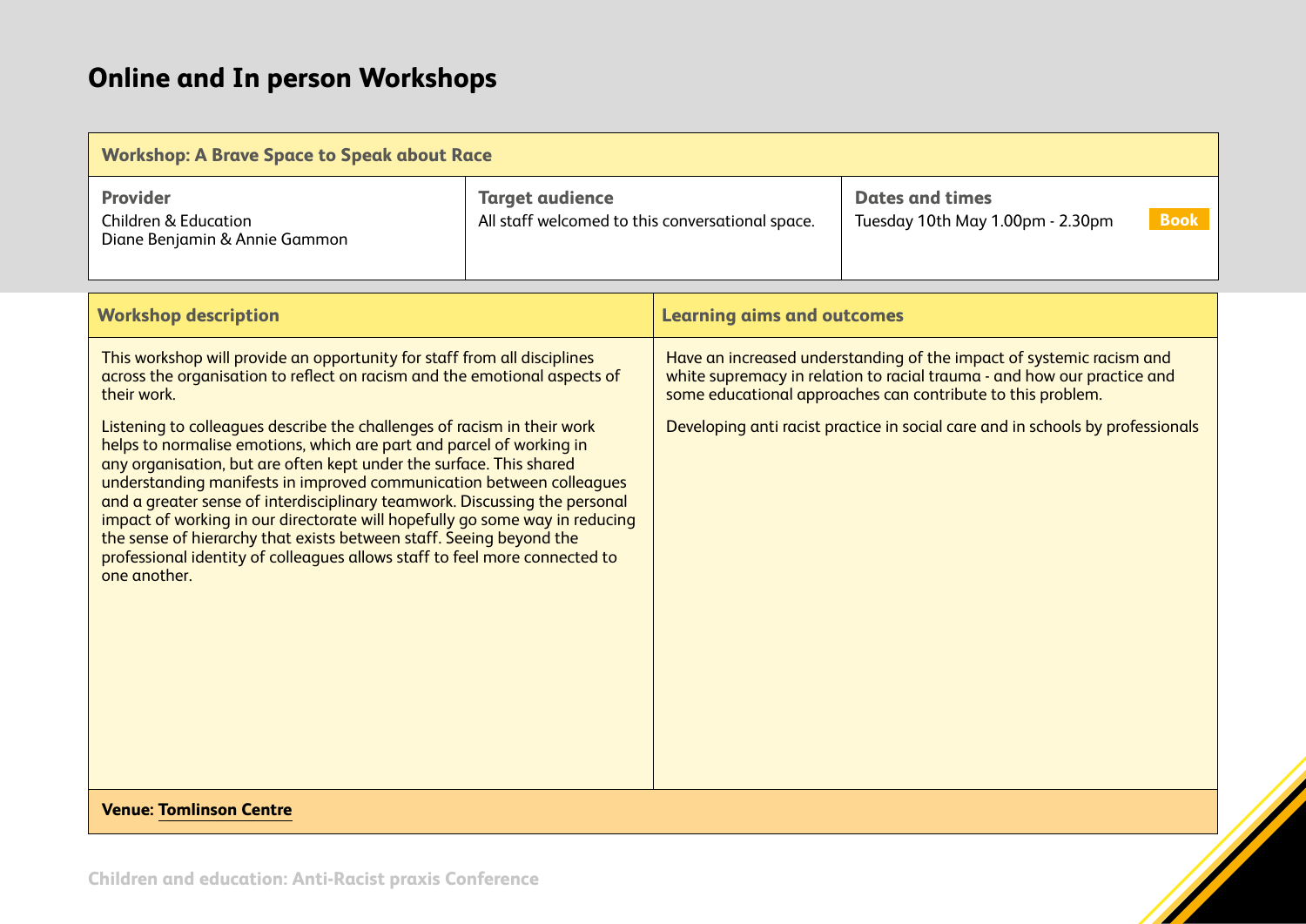# Online and In person Workshops

| Workshop: A Brave Space to Speak about Race | | |
|---|---|---|
| **Provider**<br>Children & Education<br>Diane Benjamin & Annie Gammon | **Target audience**<br>All staff welcomed to this conversational space. | **Dates and times**<br>Tuesday 10th May 1.00pm - 2.30pm **Book** |

| Workshop description | Learning aims and outcomes |
|---|---|
| This workshop will provide an opportunity for staff from all disciplines across the organisation to reflect on racism and the emotional aspects of their work.<br><br>Listening to colleagues describe the challenges of racism in their work helps to normalise emotions, which are part and parcel of working in any organisation, but are often kept under the surface. This shared understanding manifests in improved communication between colleagues and a greater sense of interdisciplinary teamwork. Discussing the personal impact of working in our directorate will hopefully go some way in reducing the sense of hierarchy that exists between staff. Seeing beyond the professional identity of colleagues allows staff to feel more connected to one another. | Have an increased understanding of the impact of systemic racism and white supremacy in relation to racial trauma - and how our practice and some educational approaches can contribute to this problem.<br><br>Developing anti racist practice in social care and in schools by professionals |

**Venue: Tomlinson Centre**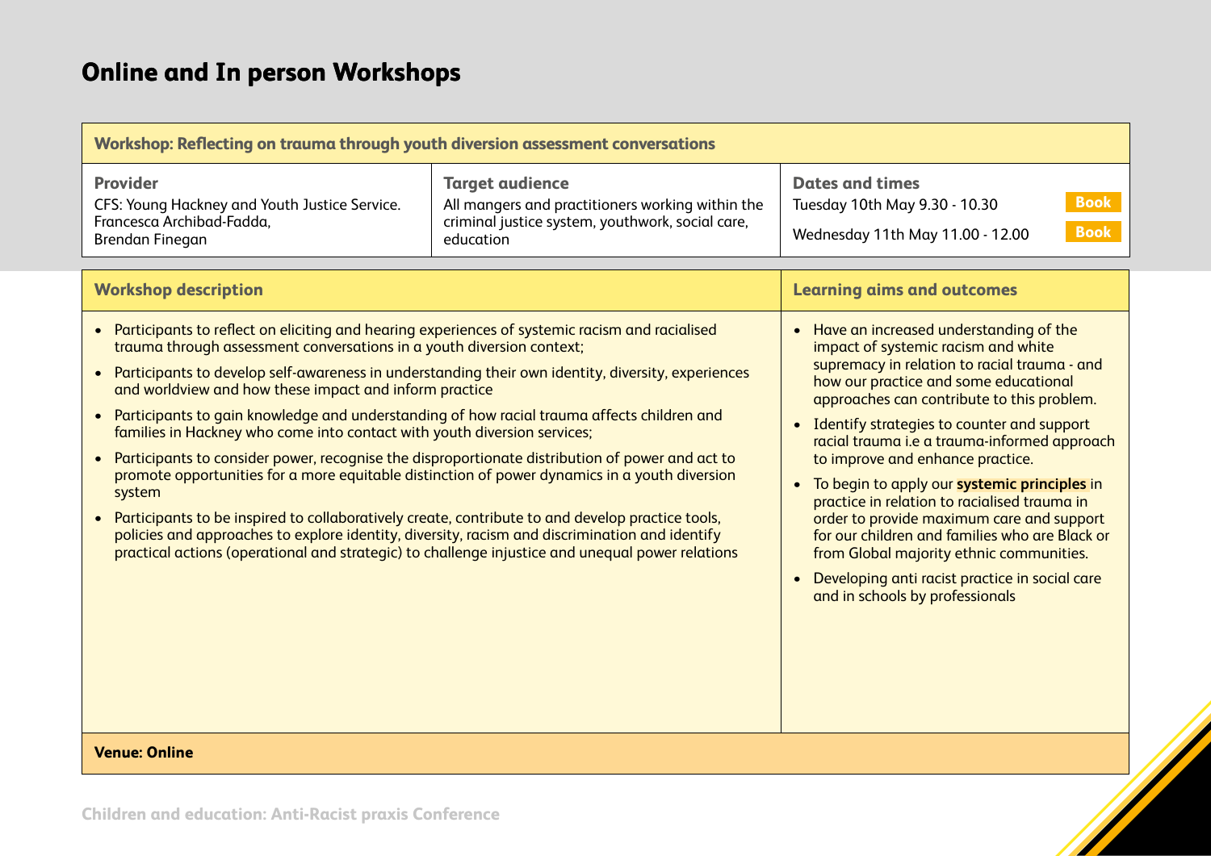# Online and In person Workshops

**Workshop: Reflecting on trauma through youth diversion assessment conversations**

| Provider | Target audience | Dates and times |
|---|---|---|
| CFS: Young Hackney and Youth Justice Service. Francesca Archibad-Fadda, Brendan Finegan | All mangers and practitioners working within the criminal justice system, youthwork, social care, education | Tuesday 10th May 9.30 - 10.30 **Book**<br>Wednesday 11th May 11.00 - 12.00 **Book** |

**Workshop description**

- Participants to reflect on eliciting and hearing experiences of systemic racism and racialised trauma through assessment conversations in a youth diversion context;
- Participants to develop self-awareness in understanding their own identity, diversity, experiences and worldview and how these impact and inform practice
- Participants to gain knowledge and understanding of how racial trauma affects children and families in Hackney who come into contact with youth diversion services;
- Participants to consider power, recognise the disproportionate distribution of power and act to promote opportunities for a more equitable distinction of power dynamics in a youth diversion system
- Participants to be inspired to collaboratively create, contribute to and develop practice tools, policies and approaches to explore identity, diversity, racism and discrimination and identify practical actions (operational and strategic) to challenge injustice and unequal power relations

**Learning aims and outcomes**

- Have an increased understanding of the impact of systemic racism and white supremacy in relation to racial trauma - and how our practice and some educational approaches can contribute to this problem.
- Identify strategies to counter and support racial trauma i.e a trauma-informed approach to improve and enhance practice.
- To begin to apply our **systemic principles** in practice in relation to racialised trauma in order to provide maximum care and support for our children and families who are Black or from Global majority ethnic communities.
- Developing anti racist practice in social care and in schools by professionals

**Venue: Online**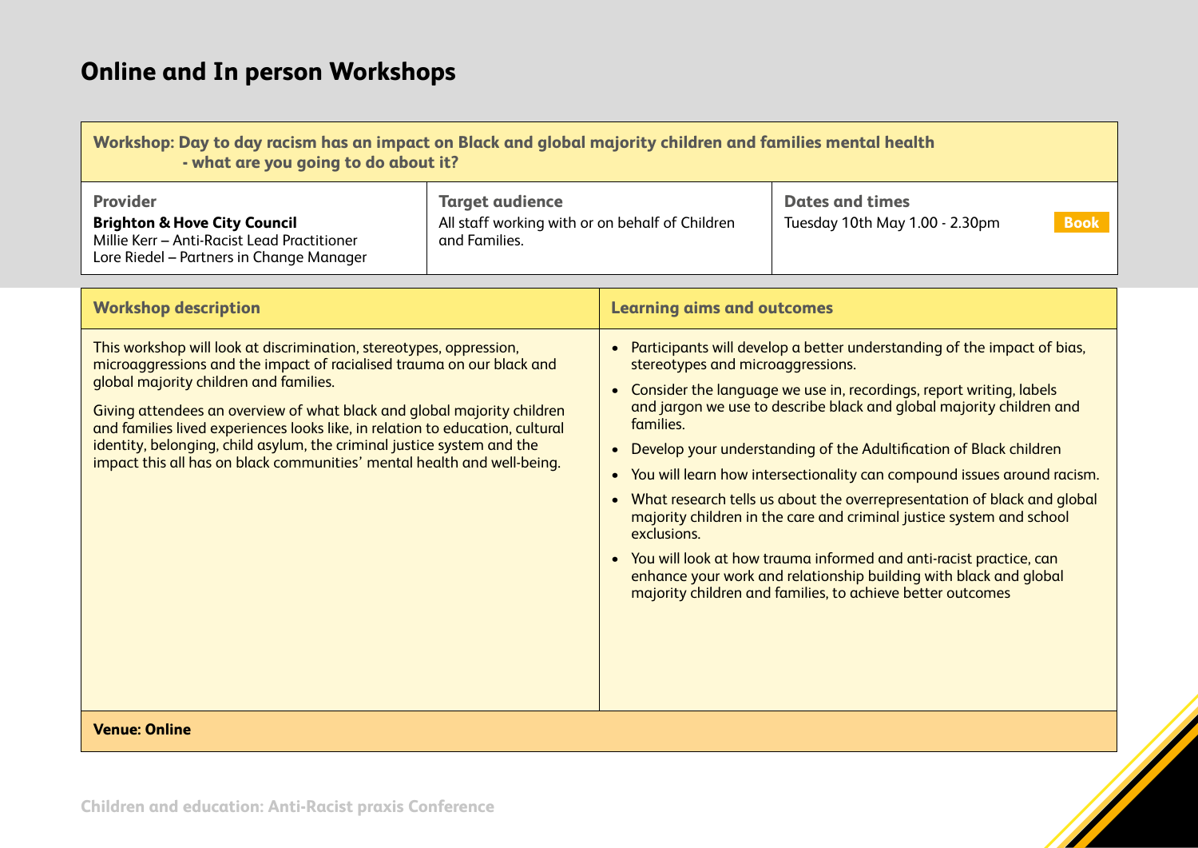# Online and In person Workshops

## Workshop: Day to day racism has an impact on Black and global majority children and families mental health - what are you going to do about it?

| Provider | Target audience | Dates and times |
|---|---|---|
| **Brighton & Hove City Council**<br>Millie Kerr – Anti-Racist Lead Practitioner<br>Lore Riedel – Partners in Change Manager | All staff working with or on behalf of Children and Families. | Tuesday 10th May 1.00 - 2.30pm **Book** |

### Workshop description

This workshop will look at discrimination, stereotypes, oppression, microaggressions and the impact of racialised trauma on our black and global majority children and families.

Giving attendees an overview of what black and global majority children and families lived experiences looks like, in relation to education, cultural identity, belonging, child asylum, the criminal justice system and the impact this all has on black communities' mental health and well-being.

### Learning aims and outcomes

- Participants will develop a better understanding of the impact of bias, stereotypes and microaggressions.
- Consider the language we use in, recordings, report writing, labels and jargon we use to describe black and global majority children and families.
- Develop your understanding of the Adultification of Black children
- You will learn how intersectionality can compound issues around racism.
- What research tells us about the overrepresentation of black and global majority children in the care and criminal justice system and school exclusions.
- You will look at how trauma informed and anti-racist practice, can enhance your work and relationship building with black and global majority children and families, to achieve better outcomes

**Venue: Online**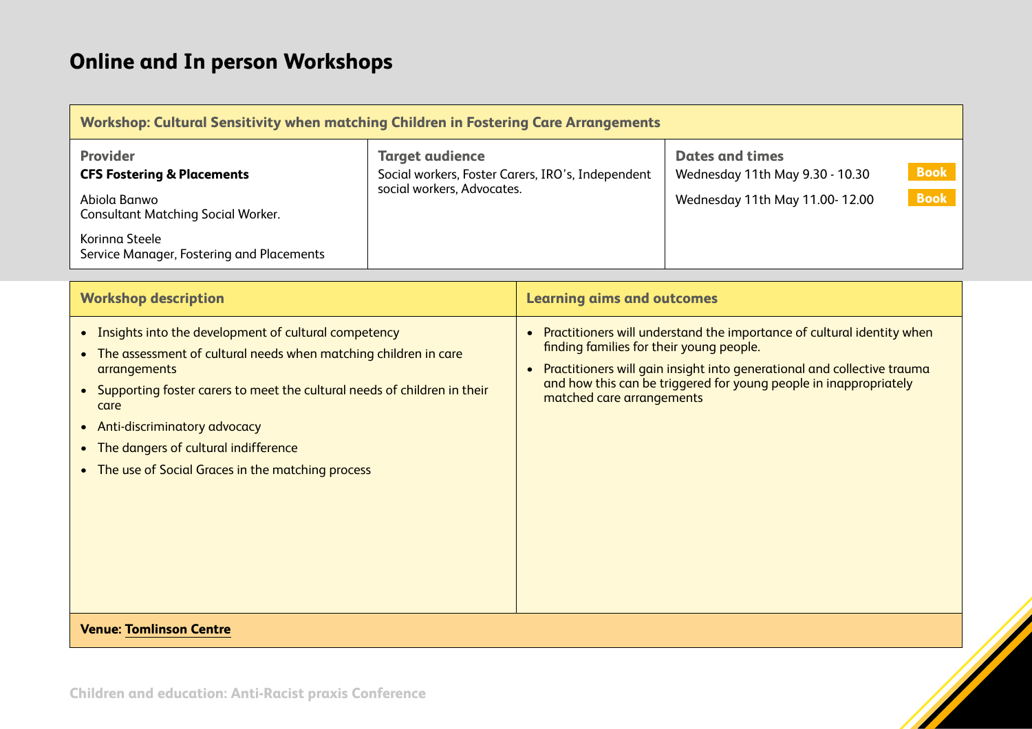# Online and In person Workshops

**Workshop: Cultural Sensitivity when matching Children in Fostering Care Arrangements**

| Provider | Target audience | Dates and times |
|---|---|---|
| **CFS Fostering & Placements**<br><br>Abiola Banwo<br>Consultant Matching Social Worker.<br><br>Korinna Steele<br>Service Manager, Fostering and Placements | Social workers, Foster Carers, IRO's, Independent social workers, Advocates. | Wednesday 11th May 9.30 - 10.30 **Book**<br><br>Wednesday 11th May 11.00- 12.00 **Book** |

**Workshop description**

- Insights into the development of cultural competency
- The assessment of cultural needs when matching children in care arrangements
- Supporting foster carers to meet the cultural needs of children in their care
- Anti-discriminatory advocacy
- The dangers of cultural indifference
- The use of Social Graces in the matching process

**Learning aims and outcomes**

- Practitioners will understand the importance of cultural identity when finding families for their young people.
- Practitioners will gain insight into generational and collective trauma and how this can be triggered for young people in inappropriately matched care arrangements

**Venue: Tomlinson Centre**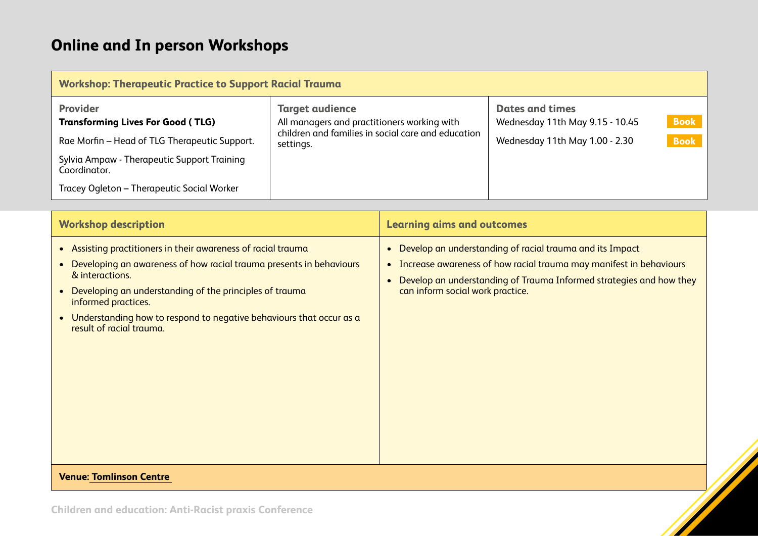# Online and In person Workshops

**Workshop: Therapeutic Practice to Support Racial Trauma**

| Provider | Target audience | Dates and times |
|---|---|---|
| **Transforming Lives For Good ( TLG)**<br>Rae Morfin – Head of TLG Therapeutic Support.<br>Sylvia Ampaw - Therapeutic Support Training Coordinator.<br>Tracey Ogleton – Therapeutic Social Worker | All managers and practitioners working with children and families in social care and education settings. | Wednesday 11th May 9.15 - 10.45 **Book**<br>Wednesday 11th May 1.00 - 2.30 **Book** |

| Workshop description | Learning aims and outcomes |
|---|---|
| • Assisting practitioners in their awareness of racial trauma<br>• Developing an awareness of how racial trauma presents in behaviours & interactions.<br>• Developing an understanding of the principles of trauma informed practices.<br>• Understanding how to respond to negative behaviours that occur as a result of racial trauma. | • Develop an understanding of racial trauma and its Impact<br>• Increase awareness of how racial trauma may manifest in behaviours<br>• Develop an understanding of Trauma Informed strategies and how they can inform social work practice. |

**Venue: Tomlinson Centre**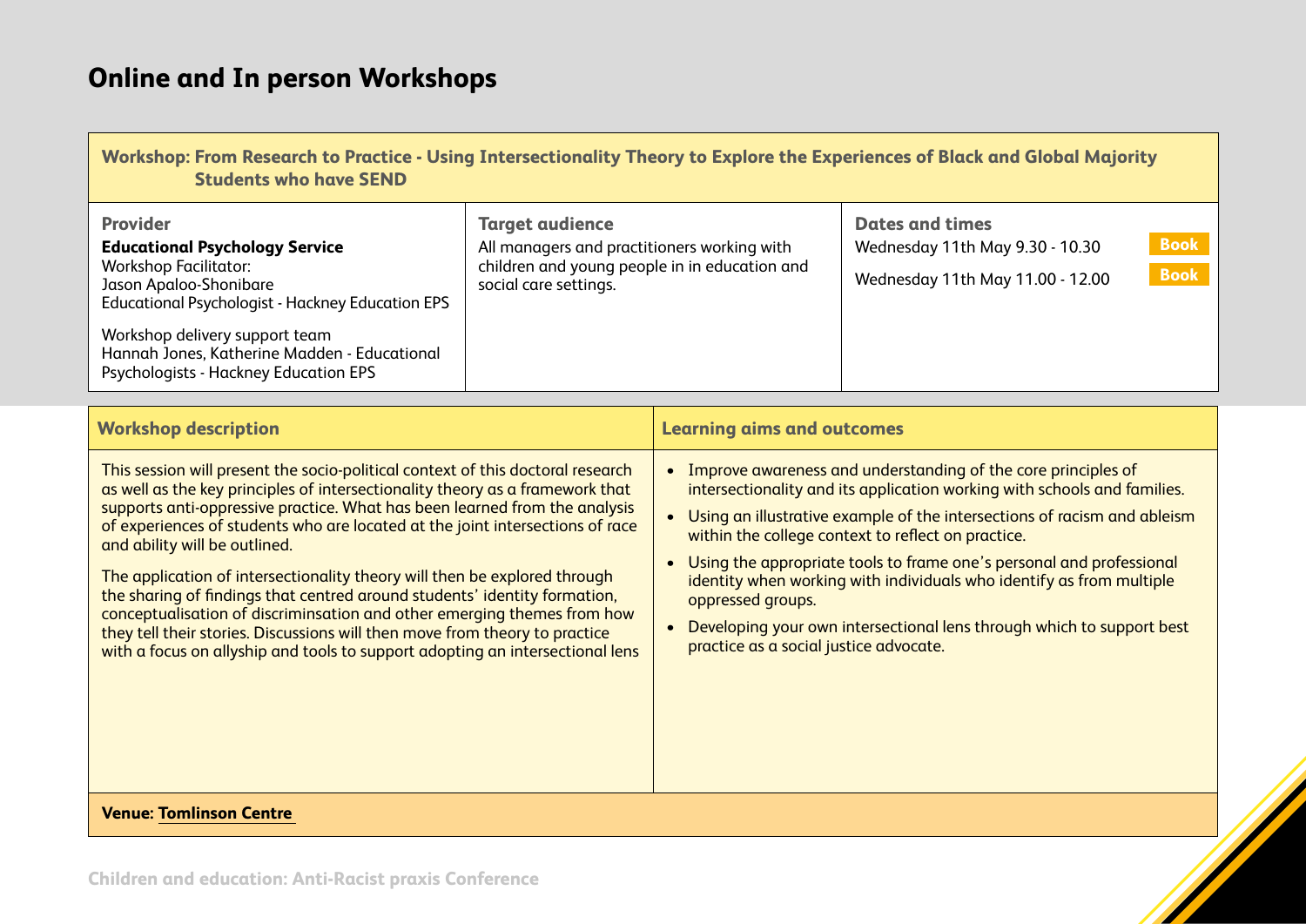# Online and In person Workshops

**Workshop: From Research to Practice - Using Intersectionality Theory to Explore the Experiences of Black and Global Majority Students who have SEND**

| Provider | Target audience | Dates and times |
|---|---|---|
| **Educational Psychology Service**<br>Workshop Facilitator:<br>Jason Apaloo-Shonibare<br>Educational Psychologist - Hackney Education EPS<br><br>Workshop delivery support team<br>Hannah Jones, Katherine Madden - Educational Psychologists - Hackney Education EPS | All managers and practitioners working with children and young people in in education and social care settings. | Wednesday 11th May 9.30 - 10.30 **Book**<br>Wednesday 11th May 11.00 - 12.00 **Book** |

| Workshop description | Learning aims and outcomes |
|---|---|
| This session will present the socio-political context of this doctoral research as well as the key principles of intersectionality theory as a framework that supports anti-oppressive practice. What has been learned from the analysis of experiences of students who are located at the joint intersections of race and ability will be outlined.<br><br>The application of intersectionality theory will then be explored through the sharing of findings that centred around students' identity formation, conceptualisation of discriminsation and other emerging themes from how they tell their stories. Discussions will then move from theory to practice with a focus on allyship and tools to support adopting an intersectional lens | • Improve awareness and understanding of the core principles of intersectionality and its application working with schools and families.<br>• Using an illustrative example of the intersections of racism and ableism within the college context to reflect on practice.<br>• Using the appropriate tools to frame one's personal and professional identity when working with individuals who identify as from multiple oppressed groups.<br>• Developing your own intersectional lens through which to support best practice as a social justice advocate. |

**Venue: Tomlinson Centre**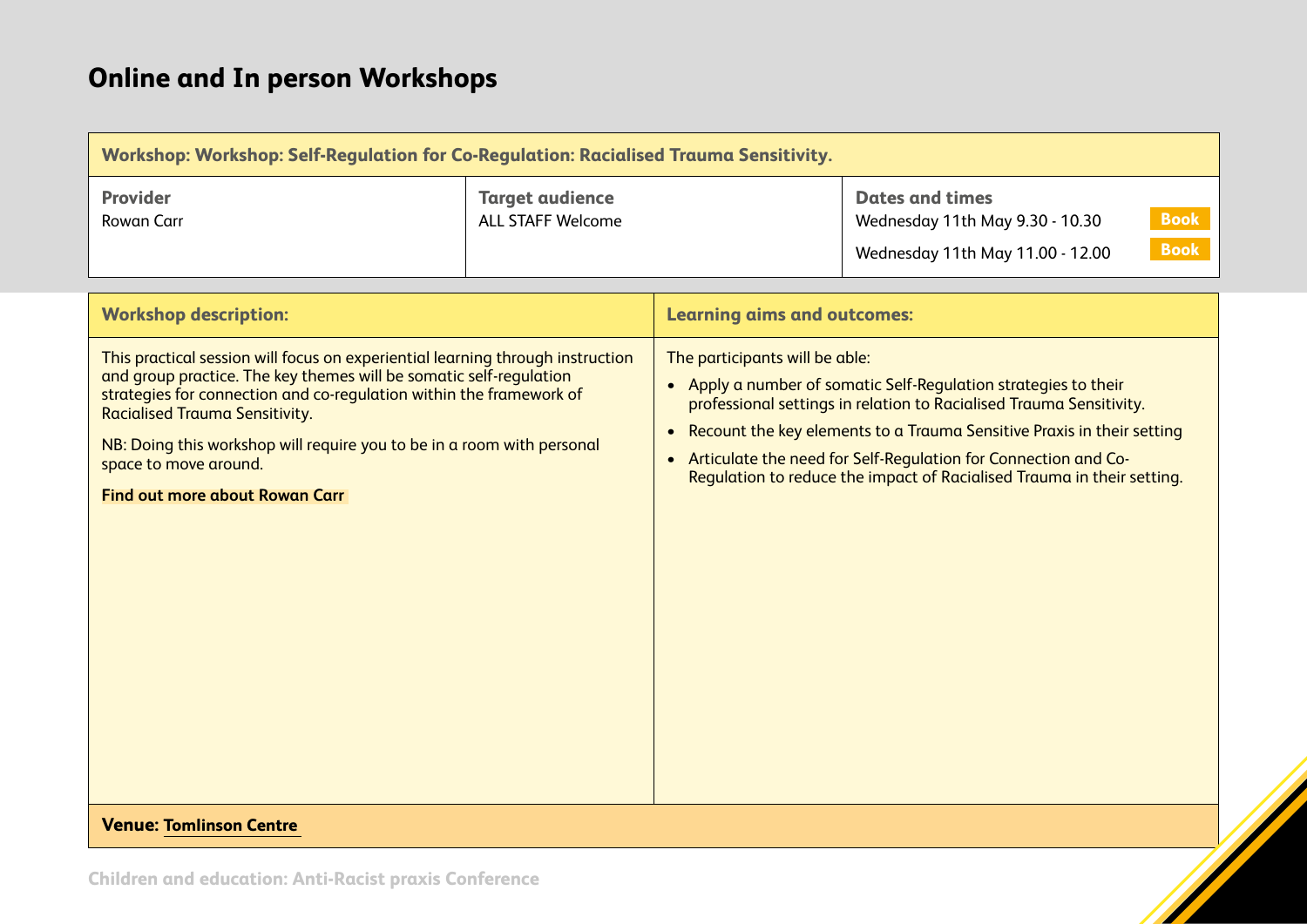# Online and In person Workshops

**Workshop: Workshop: Self-Regulation for Co-Regulation: Racialised Trauma Sensitivity.**

| Provider | Target audience | Dates and times |
| --- | --- | --- |
| Rowan Carr | ALL STAFF Welcome | Wednesday 11th May 9.30 - 10.30 Book<br>Wednesday 11th May 11.00 - 12.00 Book |

**Workshop description:**

This practical session will focus on experiential learning through instruction and group practice. The key themes will be somatic self-regulation strategies for connection and co-regulation within the framework of Racialised Trauma Sensitivity.

NB: Doing this workshop will require you to be in a room with personal space to move around.

**Find out more about Rowan Carr**

**Learning aims and outcomes:**

The participants will be able:

- Apply a number of somatic Self-Regulation strategies to their professional settings in relation to Racialised Trauma Sensitivity.
- Recount the key elements to a Trauma Sensitive Praxis in their setting
- Articulate the need for Self-Regulation for Connection and Co-Regulation to reduce the impact of Racialised Trauma in their setting.

**Venue: Tomlinson Centre**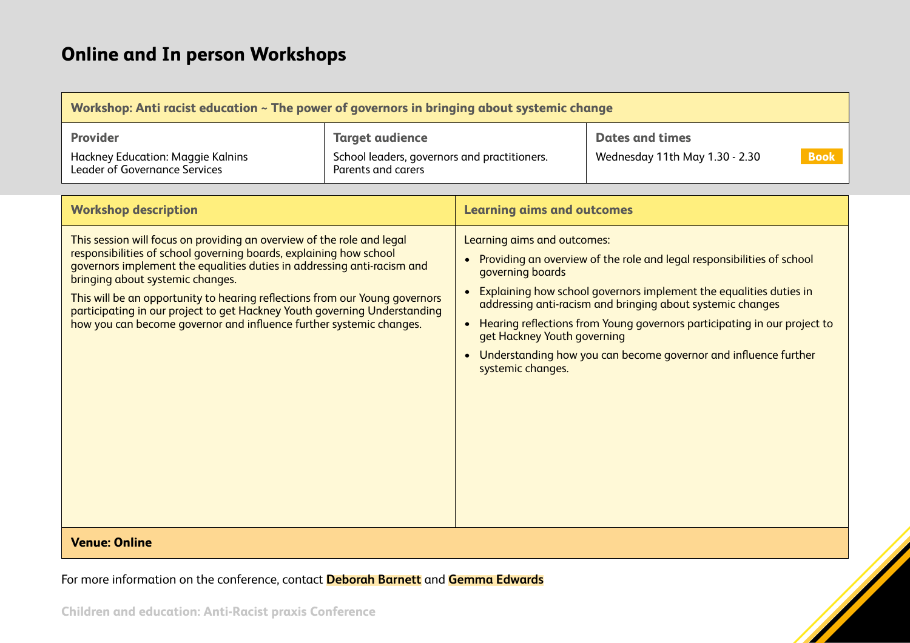# Online and In person Workshops

| Workshop: Anti racist education ~ The power of governors in bringing about systemic change | | |
|---|---|---|
| **Provider** | **Target audience** | **Dates and times** |
| Hackney Education: Maggie Kalnins<br>Leader of Governance Services | School leaders, governors and practitioners.<br>Parents and carers | Wednesday 11th May 1.30 - 2.30 **Book** |

| Workshop description | Learning aims and outcomes |
|---|---|
| This session will focus on providing an overview of the role and legal responsibilities of school governing boards, explaining how school governors implement the equalities duties in addressing anti-racism and bringing about systemic changes.<br><br>This will be an opportunity to hearing reflections from our Young governors participating in our project to get Hackney Youth governing Understanding how you can become governor and influence further systemic changes. | Learning aims and outcomes:<br>• Providing an overview of the role and legal responsibilities of school governing boards<br>• Explaining how school governors implement the equalities duties in addressing anti-racism and bringing about systemic changes<br>• Hearing reflections from Young governors participating in our project to get Hackney Youth governing<br>• Understanding how you can become governor and influence further systemic changes. |

**Venue: Online**

For more information on the conference, contact **Deborah Barnett** and **Gemma Edwards**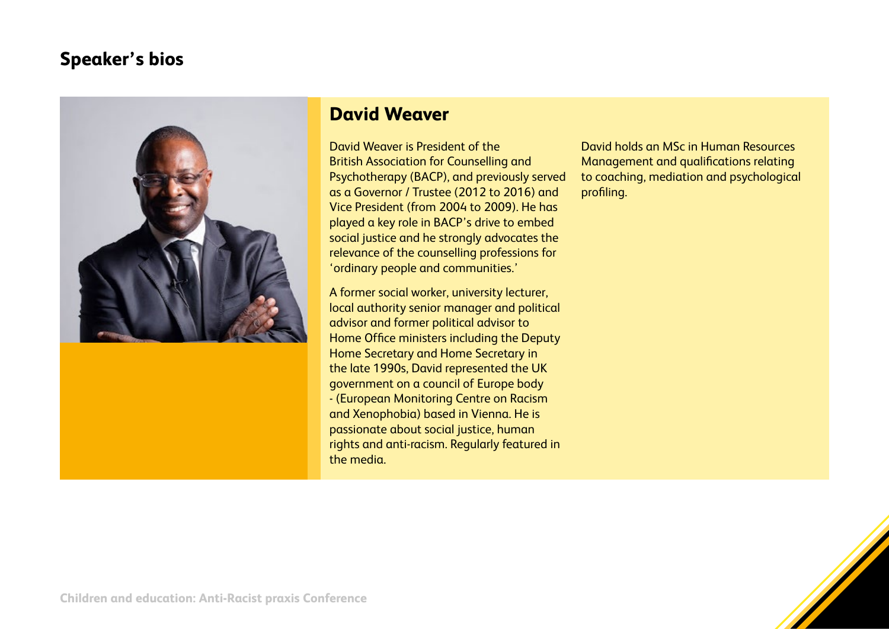## Speaker's bios

### David Weaver

David Weaver is President of the British Association for Counselling and Psychotherapy (BACP), and previously served as a Governor / Trustee (2012 to 2016) and Vice President (from 2004 to 2009). He has played a key role in BACP's drive to embed social justice and he strongly advocates the relevance of the counselling professions for 'ordinary people and communities.'

A former social worker, university lecturer, local authority senior manager and political advisor and former political advisor to Home Office ministers including the Deputy Home Secretary and Home Secretary in the late 1990s, David represented the UK government on a council of Europe body - (European Monitoring Centre on Racism and Xenophobia) based in Vienna. He is passionate about social justice, human rights and anti-racism. Regularly featured in the media.

David holds an MSc in Human Resources Management and qualifications relating to coaching, mediation and psychological profiling.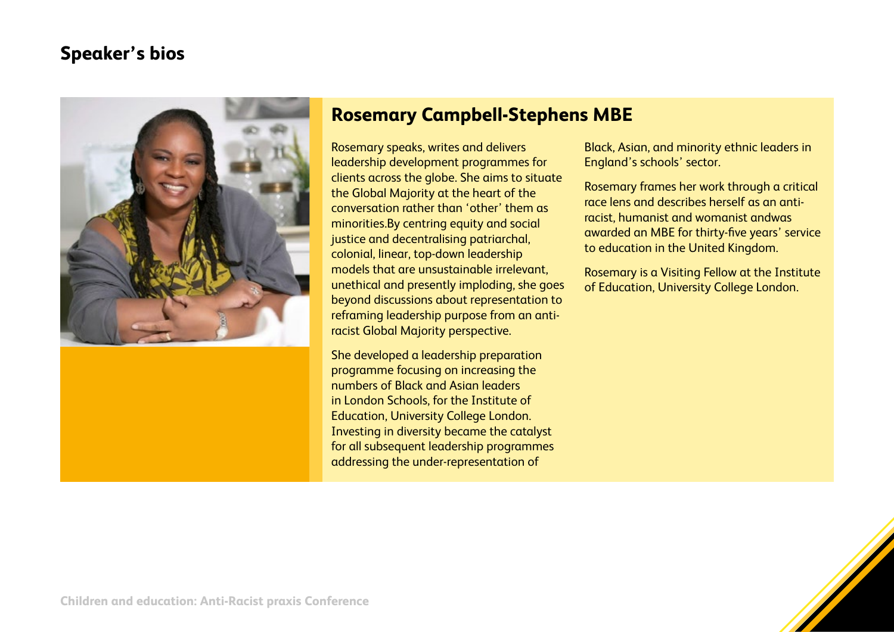## Speaker's bios

### Rosemary Campbell-Stephens MBE

Rosemary speaks, writes and delivers leadership development programmes for clients across the globe. She aims to situate the Global Majority at the heart of the conversation rather than 'other' them as minorities.By centring equity and social justice and decentralising patriarchal, colonial, linear, top-down leadership models that are unsustainable irrelevant, unethical and presently imploding, she goes beyond discussions about representation to reframing leadership purpose from an anti-racist Global Majority perspective.

She developed a leadership preparation programme focusing on increasing the numbers of Black and Asian leaders in London Schools, for the Institute of Education, University College London. Investing in diversity became the catalyst for all subsequent leadership programmes addressing the under-representation of Black, Asian, and minority ethnic leaders in England's schools' sector.

Rosemary frames her work through a critical race lens and describes herself as an anti-racist, humanist and womanist andwas awarded an MBE for thirty-five years' service to education in the United Kingdom.

Rosemary is a Visiting Fellow at the Institute of Education, University College London.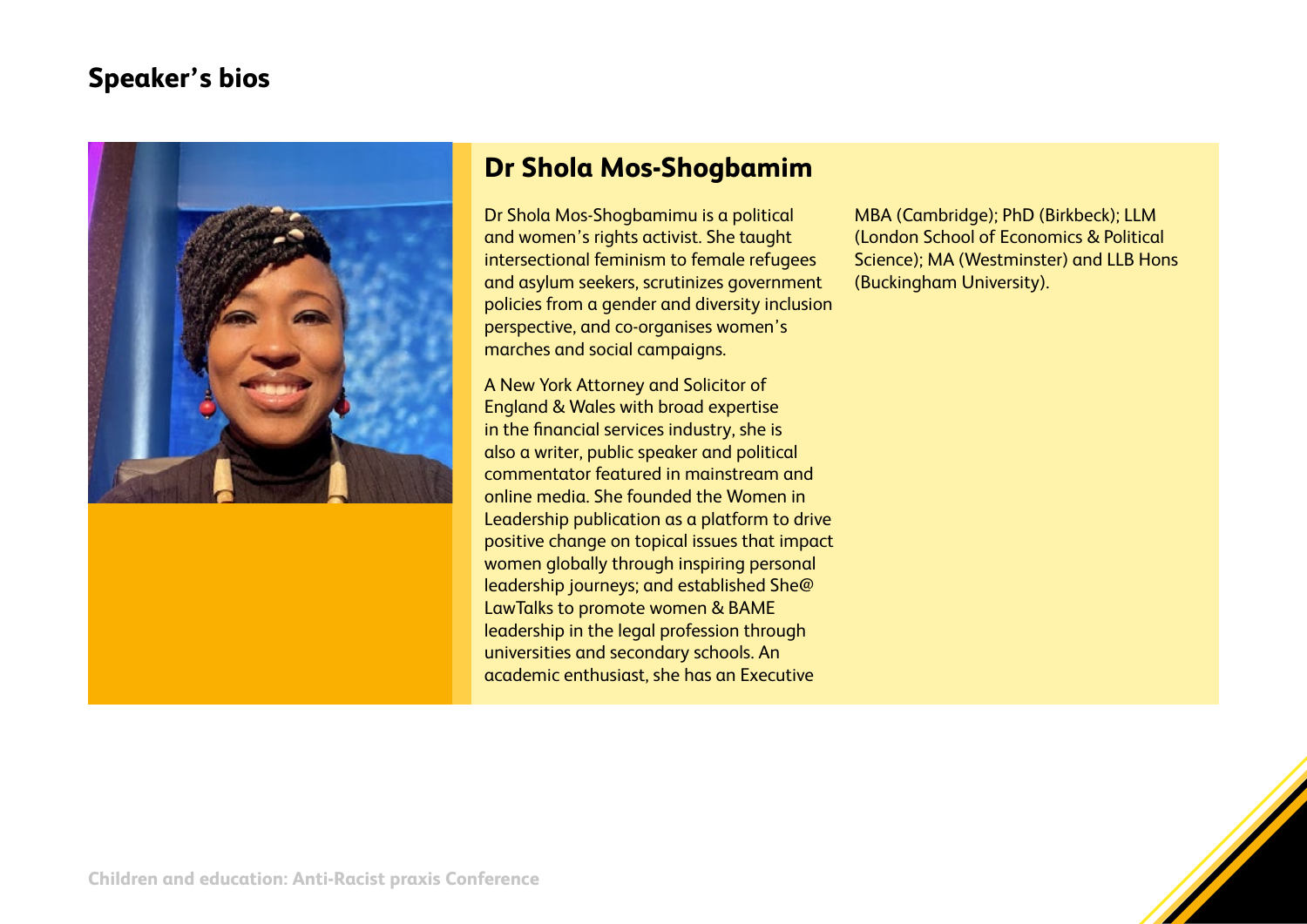## Speaker's bios

### Dr Shola Mos-Shogbamim

Dr Shola Mos-Shogbamimu is a political and women's rights activist. She taught intersectional feminism to female refugees and asylum seekers, scrutinizes government policies from a gender and diversity inclusion perspective, and co-organises women's marches and social campaigns.

A New York Attorney and Solicitor of England & Wales with broad expertise in the financial services industry, she is also a writer, public speaker and political commentator featured in mainstream and online media. She founded the Women in Leadership publication as a platform to drive positive change on topical issues that impact women globally through inspiring personal leadership journeys; and established She@LawTalks to promote women & BAME leadership in the legal profession through universities and secondary schools. An academic enthusiast, she has an Executive MBA (Cambridge); PhD (Birkbeck); LLM (London School of Economics & Political Science); MA (Westminster) and LLB Hons (Buckingham University).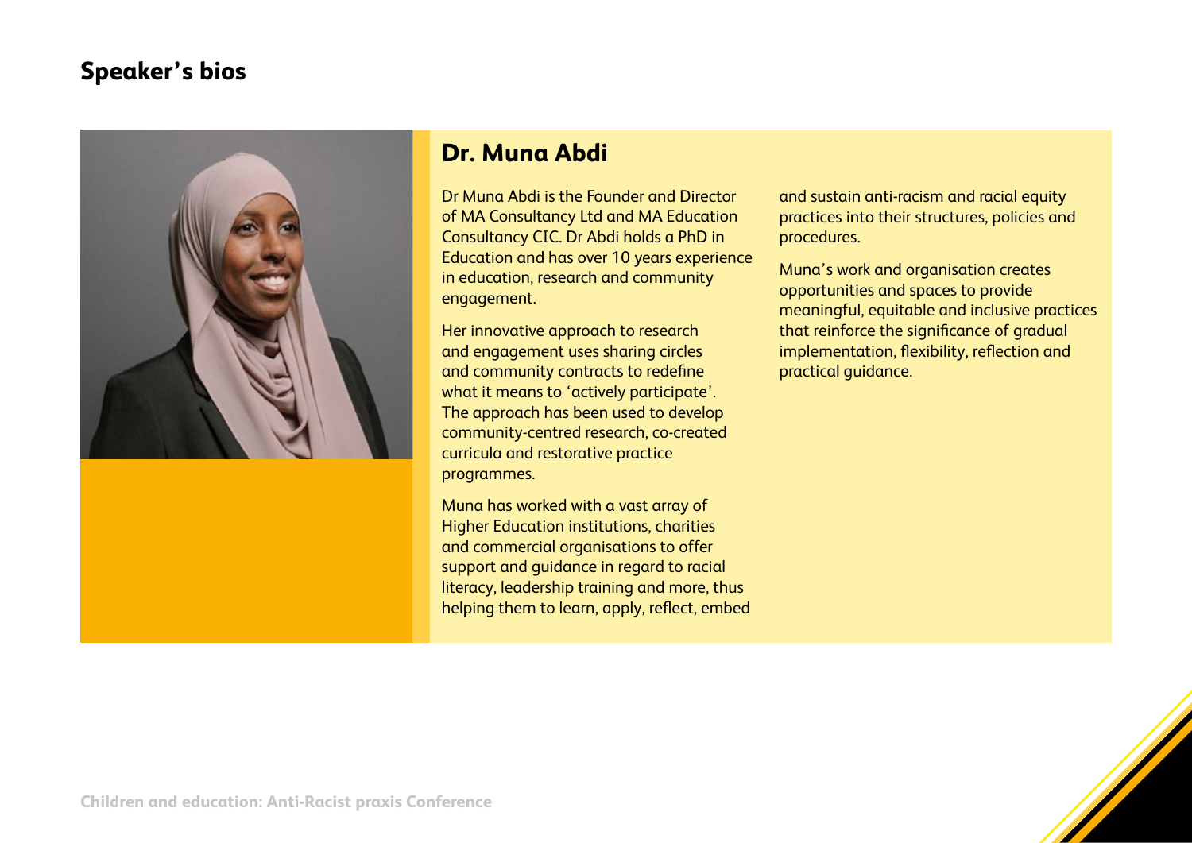## Speaker's bios

### Dr. Muna Abdi

Dr Muna Abdi is the Founder and Director of MA Consultancy Ltd and MA Education Consultancy CIC. Dr Abdi holds a PhD in Education and has over 10 years experience in education, research and community engagement.

Her innovative approach to research and engagement uses sharing circles and community contracts to redefine what it means to 'actively participate'. The approach has been used to develop community-centred research, co-created curricula and restorative practice programmes.

Muna has worked with a vast array of Higher Education institutions, charities and commercial organisations to offer support and guidance in regard to racial literacy, leadership training and more, thus helping them to learn, apply, reflect, embed and sustain anti-racism and racial equity practices into their structures, policies and procedures.

Muna's work and organisation creates opportunities and spaces to provide meaningful, equitable and inclusive practices that reinforce the significance of gradual implementation, flexibility, reflection and practical guidance.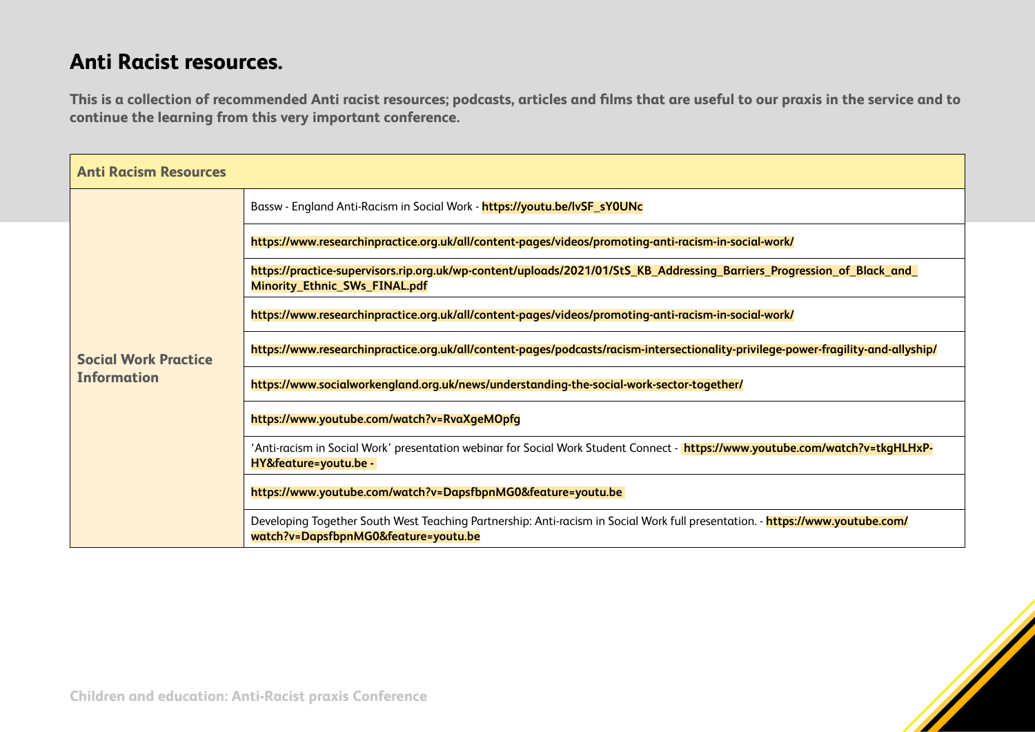# Anti Racist resources.

**This is a collection of recommended Anti racist resources; podcasts, articles and films that are useful to our praxis in the service and to continue the learning from this very important conference.**

| Anti Racism Resources | |
|---|---|
| **Social Work Practice Information** | Bassw - England Anti-Racism in Social Work - **https://youtu.be/lvSF_sY0UNc** |
| | **https://www.researchinpractice.org.uk/all/content-pages/videos/promoting-anti-racism-in-social-work/** |
| | **https://practice-supervisors.rip.org.uk/wp-content/uploads/2021/01/StS_KB_Addressing_Barriers_Progression_of_Black_and_Minority_Ethnic_SWs_FINAL.pdf** |
| | **https://www.researchinpractice.org.uk/all/content-pages/videos/promoting-anti-racism-in-social-work/** |
| | **https://www.researchinpractice.org.uk/all/content-pages/podcasts/racism-intersectionality-privilege-power-fragility-and-allyship/** |
| | **https://www.socialworkengland.org.uk/news/understanding-the-social-work-sector-together/** |
| | **https://www.youtube.com/watch?v=RvaXgeMOpfg** |
| | 'Anti-racism in Social Work' presentation webinar for Social Work Student Connect - **https://www.youtube.com/watch?v=tkgHLHxP-HY&feature=youtu.be -** |
| | **https://www.youtube.com/watch?v=DapsfbpnMG0&feature=youtu.be** |
| | Developing Together South West Teaching Partnership: Anti-racism in Social Work full presentation. - **https://www.youtube.com/watch?v=DapsfbpnMG0&feature=youtu.be** |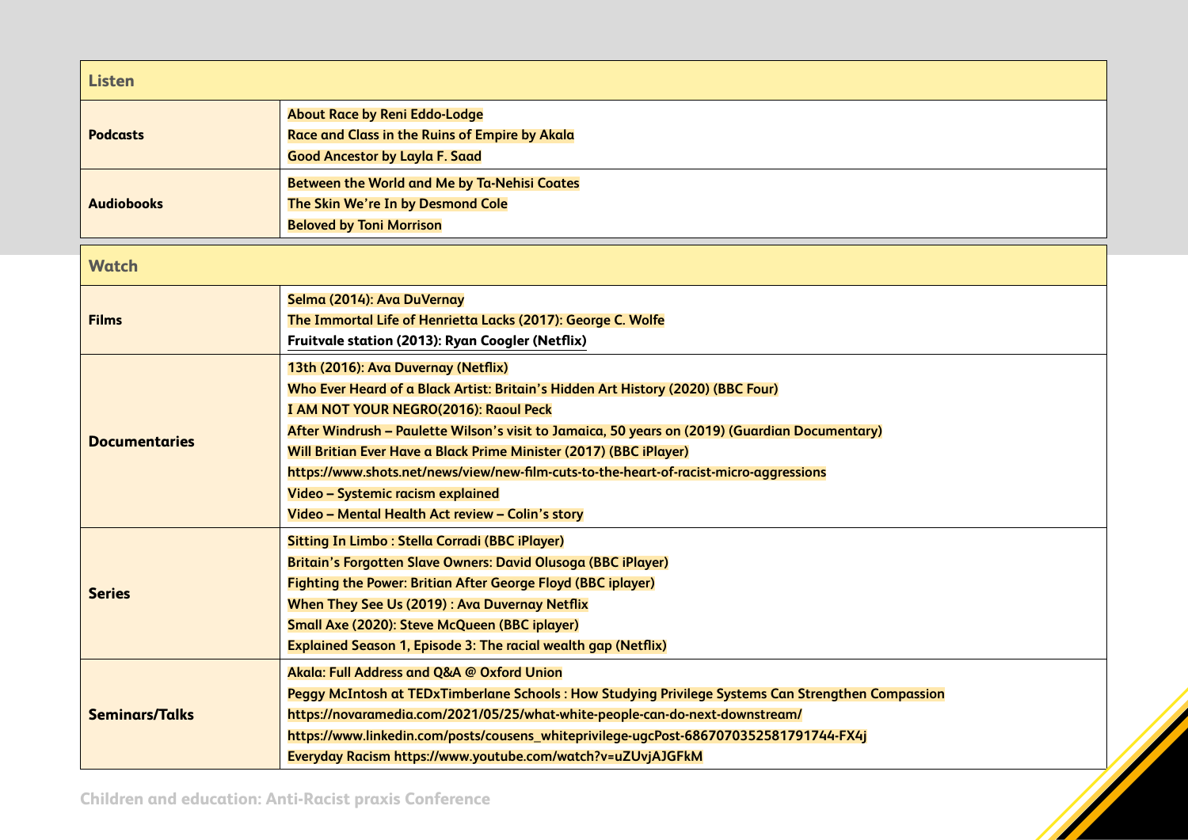| Listen | |
|---|---|
| **Podcasts** | About Race by Reni Eddo-Lodge<br>Race and Class in the Ruins of Empire by Akala<br>Good Ancestor by Layla F. Saad |
| **Audiobooks** | Between the World and Me by Ta-Nehisi Coates<br>The Skin We're In by Desmond Cole<br>Beloved by Toni Morrison |

| Watch | |
|---|---|
| **Films** | Selma (2014): Ava DuVernay<br>The Immortal Life of Henrietta Lacks (2017): George C. Wolfe<br>Fruitvale station (2013): Ryan Coogler (Netflix) |
| **Documentaries** | 13th (2016): Ava Duvernay (Netflix)<br>Who Ever Heard of a Black Artist: Britain's Hidden Art History (2020) (BBC Four)<br>I AM NOT YOUR NEGRO(2016): Raoul Peck<br>After Windrush – Paulette Wilson's visit to Jamaica, 50 years on (2019) (Guardian Documentary)<br>Will Britian Ever Have a Black Prime Minister (2017) (BBC iPlayer)<br>https://www.shots.net/news/view/new-film-cuts-to-the-heart-of-racist-micro-aggressions<br>Video – Systemic racism explained<br>Video – Mental Health Act review – Colin's story |
| **Series** | Sitting In Limbo : Stella Corradi (BBC iPlayer)<br>Britain's Forgotten Slave Owners: David Olusoga (BBC iPlayer)<br>Fighting the Power: Britian After George Floyd (BBC iplayer)<br>When They See Us (2019) : Ava Duvernay Netflix<br>Small Axe (2020): Steve McQueen (BBC iplayer)<br>Explained Season 1, Episode 3: The racial wealth gap (Netflix) |
| **Seminars/Talks** | Akala: Full Address and Q&A @ Oxford Union<br>Peggy McIntosh at TEDxTimberlane Schools : How Studying Privilege Systems Can Strengthen Compassion<br>https://novaramedia.com/2021/05/25/what-white-people-can-do-next-downstream/<br>https://www.linkedin.com/posts/cousens_whiteprivilege-ugcPost-6867070352581791744-FX4j<br>Everyday Racism https://www.youtube.com/watch?v=uZUvjAJGFkM |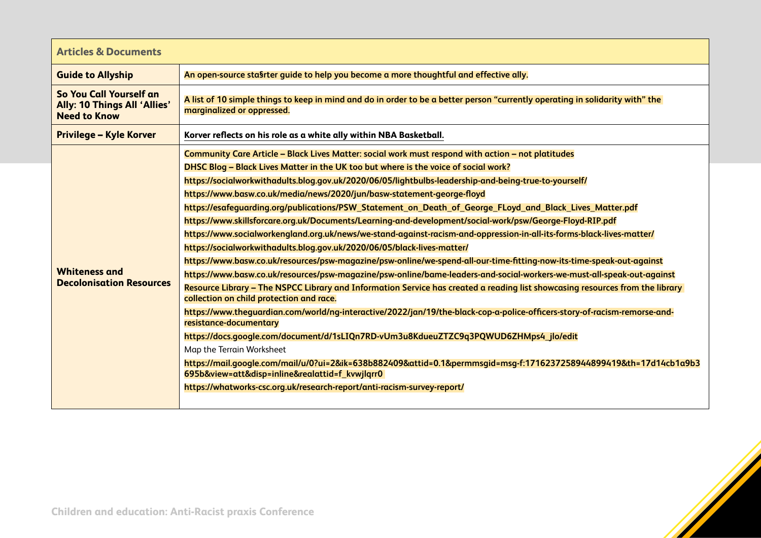| Articles & Documents | |
|---|---|
| **Guide to Allyship** | **An open-source sta§rter guide to help you become a more thoughtful and effective ally.** |
| **So You Call Yourself an Ally: 10 Things All 'Allies' Need to Know** | **A list of 10 simple things to keep in mind and do in order to be a better person "currently operating in solidarity with" the marginalized or oppressed.** |
| **Privilege – Kyle Korver** | **Korver reflects on his role as a white ally within NBA Basketball.** |
| **Whiteness and Decolonisation Resources** | **Community Care Article – Black Lives Matter: social work must respond with action – not platitudes**<br>**DHSC Blog – Black Lives Matter in the UK too but where is the voice of social work?**<br>**https://socialworkwithadults.blog.gov.uk/2020/06/05/lightbulbs-leadership-and-being-true-to-yourself/**<br>**https://www.basw.co.uk/media/news/2020/jun/basw-statement-george-floyd**<br>**https://esafeguarding.org/publications/PSW_Statement_on_Death_of_George_FLoyd_and_Black_Lives_Matter.pdf**<br>**https://www.skillsforcare.org.uk/Documents/Learning-and-development/social-work/psw/George-Floyd-RIP.pdf**<br>**https://www.socialworkengland.org.uk/news/we-stand-against-racism-and-oppression-in-all-its-forms-black-lives-matter/**<br>**https://socialworkwithadults.blog.gov.uk/2020/06/05/black-lives-matter/**<br>**https://www.basw.co.uk/resources/psw-magazine/psw-online/we-spend-all-our-time-fitting-now-its-time-speak-out-against**<br>**https://www.basw.co.uk/resources/psw-magazine/psw-online/bame-leaders-and-social-workers-we-must-all-speak-out-against**<br>**Resource Library – The NSPCC Library and Information Service has created a reading list showcasing resources from the library collection on child protection and race.**<br>**https://www.theguardian.com/world/ng-interactive/2022/jan/19/the-black-cop-a-police-officers-story-of-racism-remorse-and-resistance-documentary**<br>**https://docs.google.com/document/d/1sLIQn7RD-vUm3u8KdueuZTZC9q3PQWUD6ZHMps4_jlo/edit**<br>Map the Terrain Worksheet<br>**https://mail.google.com/mail/u/0?ui=2&ik=638b882409&attid=0.1&permmsgid=msg-f:1716237258944899419&th=17d14cb1a9b3695b&view=att&disp=inline&realattid=f_kvwjlqrr0**<br>**https://whatworks-csc.org.uk/research-report/anti-racism-survey-report/** |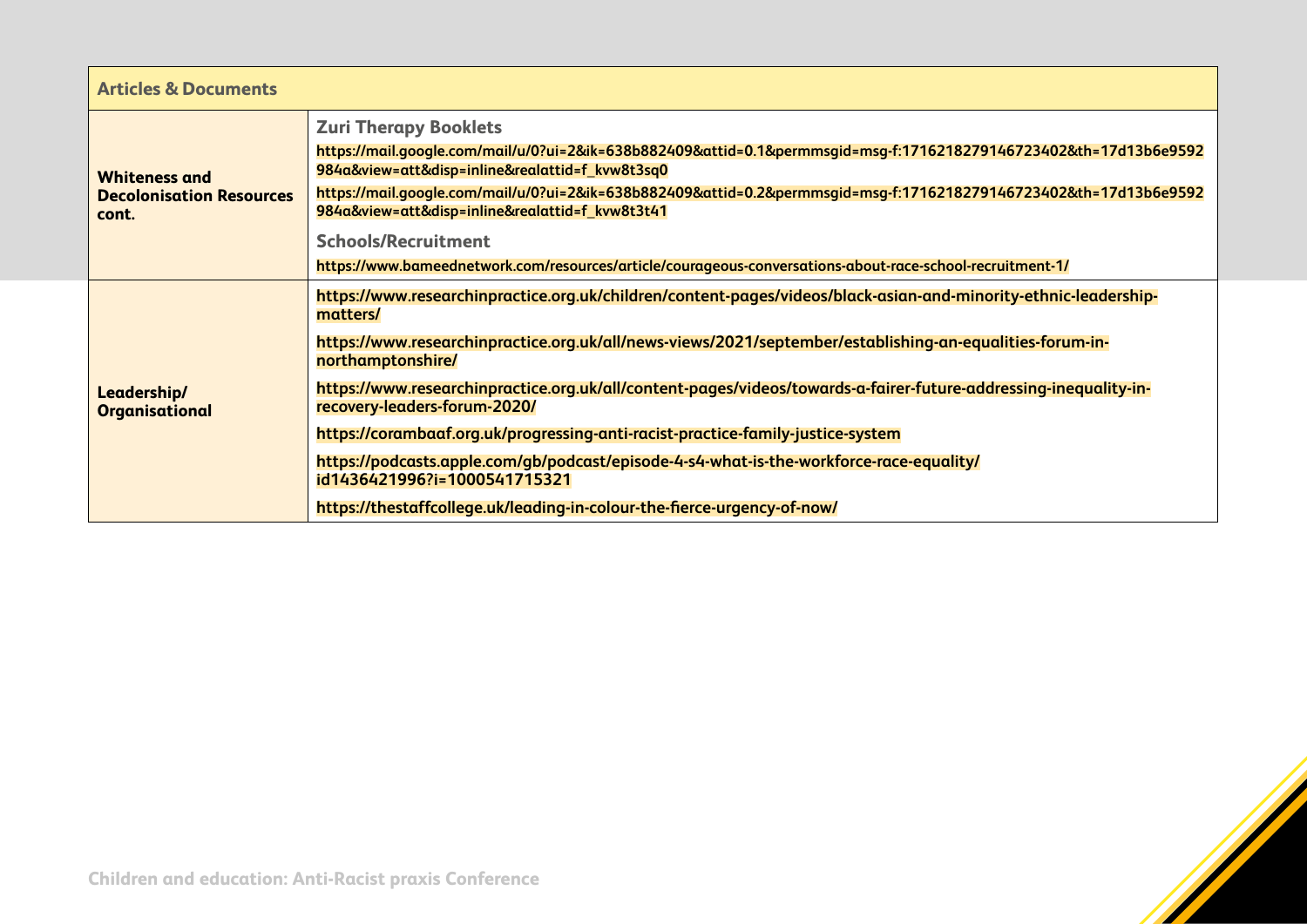| Articles & Documents | |
|---|---|
| **Whiteness and Decolonisation Resources cont.** | **Zuri Therapy Booklets**<br>https://mail.google.com/mail/u/0?ui=2&ik=638b882409&attid=0.1&permmsgid=msg-f:1716218279146723402&th=17d13b6e9592984a&view=att&disp=inline&realattid=f_kvw8t3sq0<br>https://mail.google.com/mail/u/0?ui=2&ik=638b882409&attid=0.2&permmsgid=msg-f:1716218279146723402&th=17d13b6e9592984a&view=att&disp=inline&realattid=f_kvw8t3t41<br>**Schools/Recruitment**<br>https://www.bameednetwork.com/resources/article/courageous-conversations-about-race-school-recruitment-1/ |
| **Leadership/ Organisational** | https://www.researchinpractice.org.uk/children/content-pages/videos/black-asian-and-minority-ethnic-leadership-matters/<br>https://www.researchinpractice.org.uk/all/news-views/2021/september/establishing-an-equalities-forum-in-northamptonshire/<br>https://www.researchinpractice.org.uk/all/content-pages/videos/towards-a-fairer-future-addressing-inequality-in-recovery-leaders-forum-2020/<br>https://corambaaf.org.uk/progressing-anti-racist-practice-family-justice-system<br>https://podcasts.apple.com/gb/podcast/episode-4-s4-what-is-the-workforce-race-equality/id1436421996?i=1000541715321<br>https://thestaffcollege.uk/leading-in-colour-the-fierce-urgency-of-now/ |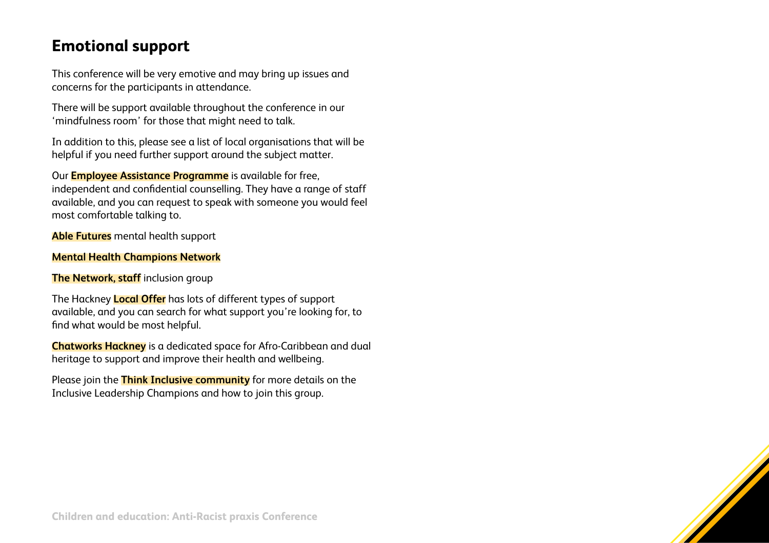## Emotional support

This conference will be very emotive and may bring up issues and concerns for the participants in attendance.

There will be support available throughout the conference in our 'mindfulness room' for those that might need to talk.

In addition to this, please see a list of local organisations that will be helpful if you need further support around the subject matter.

Our **Employee Assistance Programme** is available for free, independent and confidential counselling. They have a range of staff available, and you can request to speak with someone you would feel most comfortable talking to.

**Able Futures** mental health support

**Mental Health Champions Network**

**The Network, staff** inclusion group

The Hackney **Local Offer** has lots of different types of support available, and you can search for what support you're looking for, to find what would be most helpful.

**Chatworks Hackney** is a dedicated space for Afro-Caribbean and dual heritage to support and improve their health and wellbeing.

Please join the **Think Inclusive community** for more details on the Inclusive Leadership Champions and how to join this group.